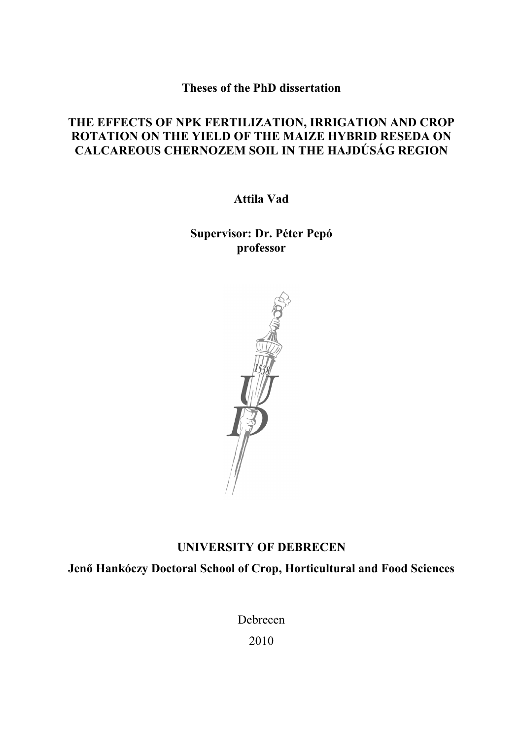**Theses of the PhD dissertation**

# THE EFFECTS OF NPK FERTILIZATION, IRRIGATION AND CROP ROTATION ON THE YIELD OF THE MAIZE HYBRID RESEDA ON CALCAREOUS CHERNOZEM SOIL IN THE HAJDÚSÁG REGION

**Attila Vad**

**Supervisor: Dr. Péter Pepó**
**professor**

**UNIVERSITY OF DEBRECEN**

**Jenő Hankóczy Doctoral School of Crop, Horticultural and Food Sciences**

Debrecen

2010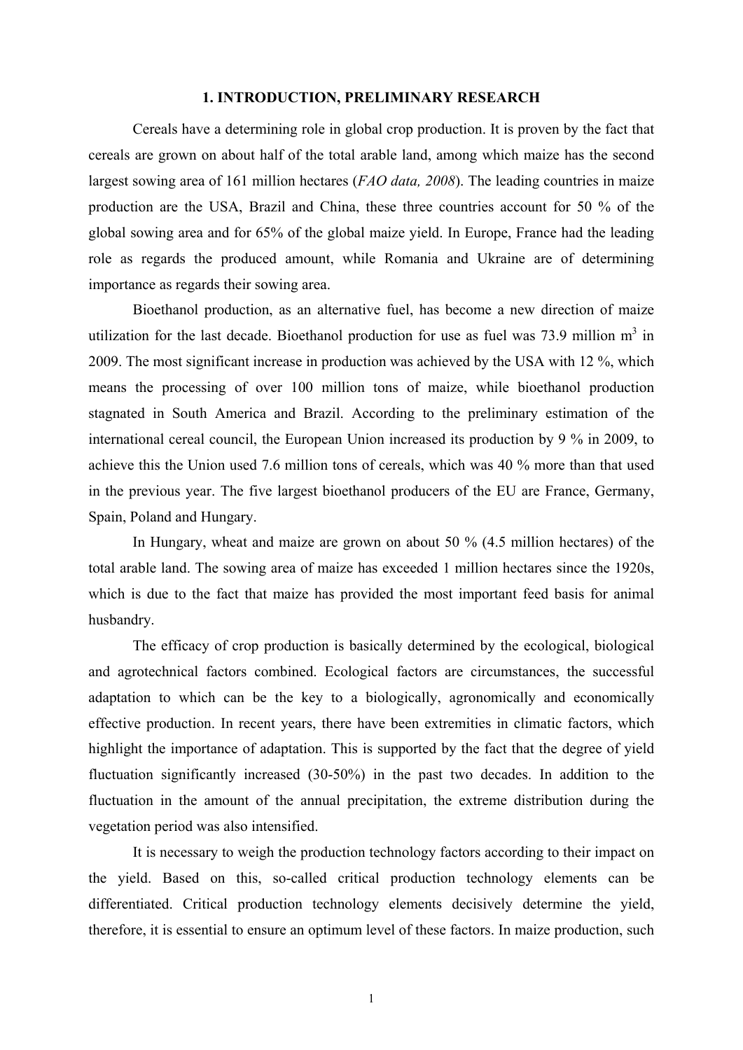# 1. INTRODUCTION, PRELIMINARY RESEARCH

Cereals have a determining role in global crop production. It is proven by the fact that cereals are grown on about half of the total arable land, among which maize has the second largest sowing area of 161 million hectares (*FAO data, 2008*). The leading countries in maize production are the USA, Brazil and China, these three countries account for 50 % of the global sowing area and for 65% of the global maize yield. In Europe, France had the leading role as regards the produced amount, while Romania and Ukraine are of determining importance as regards their sowing area.

Bioethanol production, as an alternative fuel, has become a new direction of maize utilization for the last decade. Bioethanol production for use as fuel was 73.9 million $m^3$ in 2009. The most significant increase in production was achieved by the USA with 12 %, which means the processing of over 100 million tons of maize, while bioethanol production stagnated in South America and Brazil. According to the preliminary estimation of the international cereal council, the European Union increased its production by 9 % in 2009, to achieve this the Union used 7.6 million tons of cereals, which was 40 % more than that used in the previous year. The five largest bioethanol producers of the EU are France, Germany, Spain, Poland and Hungary.

In Hungary, wheat and maize are grown on about 50 % (4.5 million hectares) of the total arable land. The sowing area of maize has exceeded 1 million hectares since the 1920s, which is due to the fact that maize has provided the most important feed basis for animal husbandry.

The efficacy of crop production is basically determined by the ecological, biological and agrotechnical factors combined. Ecological factors are circumstances, the successful adaptation to which can be the key to a biologically, agronomically and economically effective production. In recent years, there have been extremities in climatic factors, which highlight the importance of adaptation. This is supported by the fact that the degree of yield fluctuation significantly increased (30-50%) in the past two decades. In addition to the fluctuation in the amount of the annual precipitation, the extreme distribution during the vegetation period was also intensified.

It is necessary to weigh the production technology factors according to their impact on the yield. Based on this, so-called critical production technology elements can be differentiated. Critical production technology elements decisively determine the yield, therefore, it is essential to ensure an optimum level of these factors. In maize production, such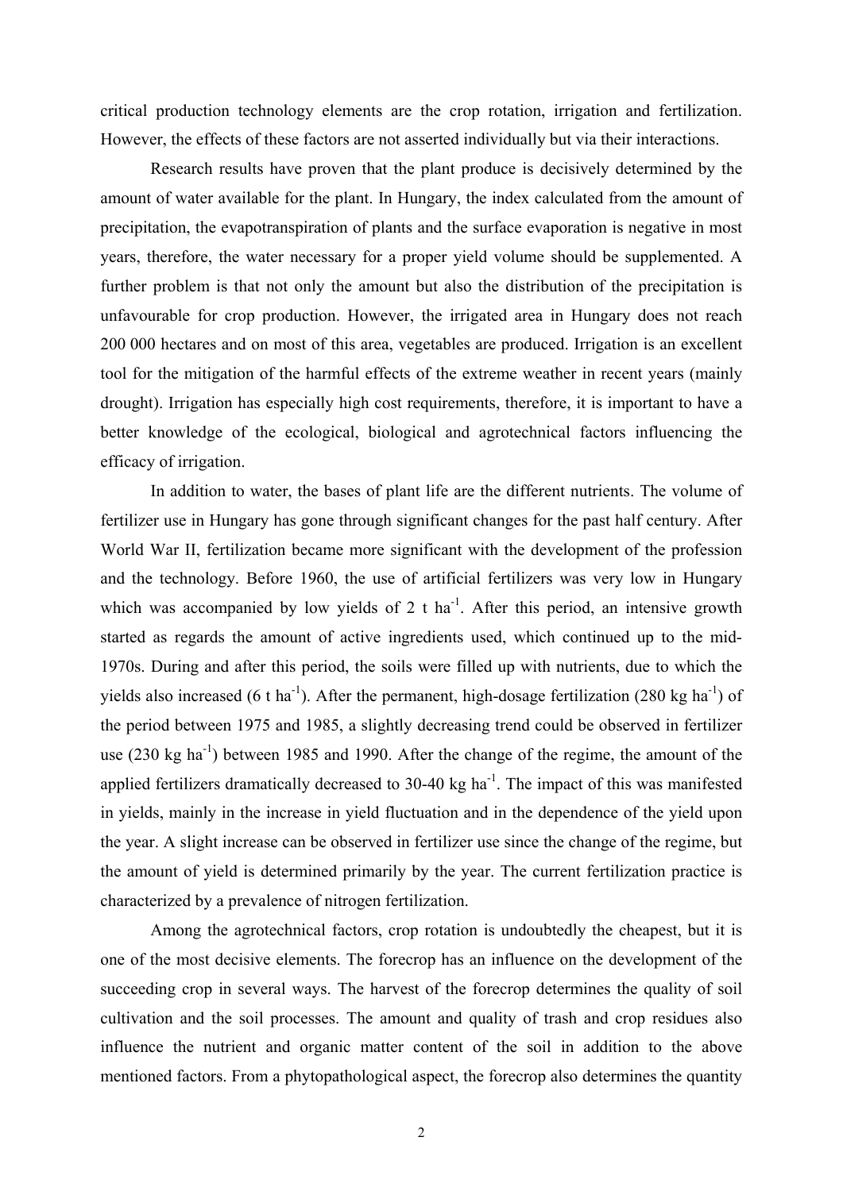critical production technology elements are the crop rotation, irrigation and fertilization. However, the effects of these factors are not asserted individually but via their interactions.

Research results have proven that the plant produce is decisively determined by the amount of water available for the plant. In Hungary, the index calculated from the amount of precipitation, the evapotranspiration of plants and the surface evaporation is negative in most years, therefore, the water necessary for a proper yield volume should be supplemented. A further problem is that not only the amount but also the distribution of the precipitation is unfavourable for crop production. However, the irrigated area in Hungary does not reach 200 000 hectares and on most of this area, vegetables are produced. Irrigation is an excellent tool for the mitigation of the harmful effects of the extreme weather in recent years (mainly drought). Irrigation has especially high cost requirements, therefore, it is important to have a better knowledge of the ecological, biological and agrotechnical factors influencing the efficacy of irrigation.

In addition to water, the bases of plant life are the different nutrients. The volume of fertilizer use in Hungary has gone through significant changes for the past half century. After World War II, fertilization became more significant with the development of the profession and the technology. Before 1960, the use of artificial fertilizers was very low in Hungary which was accompanied by low yields of 2 t $ha^{-1}$. After this period, an intensive growth started as regards the amount of active ingredients used, which continued up to the mid-1970s. During and after this period, the soils were filled up with nutrients, due to which the yields also increased (6 t $ha^{-1}$). After the permanent, high-dosage fertilization (280 kg $ha^{-1}$) of the period between 1975 and 1985, a slightly decreasing trend could be observed in fertilizer use (230 kg $ha^{-1}$) between 1985 and 1990. After the change of the regime, the amount of the applied fertilizers dramatically decreased to 30-40 kg $ha^{-1}$. The impact of this was manifested in yields, mainly in the increase in yield fluctuation and in the dependence of the yield upon the year. A slight increase can be observed in fertilizer use since the change of the regime, but the amount of yield is determined primarily by the year. The current fertilization practice is characterized by a prevalence of nitrogen fertilization.

Among the agrotechnical factors, crop rotation is undoubtedly the cheapest, but it is one of the most decisive elements. The forecrop has an influence on the development of the succeeding crop in several ways. The harvest of the forecrop determines the quality of soil cultivation and the soil processes. The amount and quality of trash and crop residues also influence the nutrient and organic matter content of the soil in addition to the above mentioned factors. From a phytopathological aspect, the forecrop also determines the quantity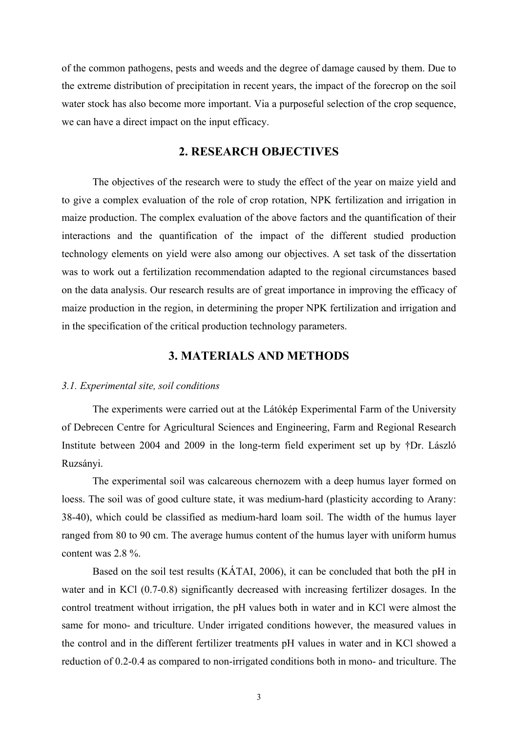of the common pathogens, pests and weeds and the degree of damage caused by them. Due to the extreme distribution of precipitation in recent years, the impact of the forecrop on the soil water stock has also become more important. Via a purposeful selection of the crop sequence, we can have a direct impact on the input efficacy.

## 2. RESEARCH OBJECTIVES

The objectives of the research were to study the effect of the year on maize yield and to give a complex evaluation of the role of crop rotation, NPK fertilization and irrigation in maize production. The complex evaluation of the above factors and the quantification of their interactions and the quantification of the impact of the different studied production technology elements on yield were also among our objectives. A set task of the dissertation was to work out a fertilization recommendation adapted to the regional circumstances based on the data analysis. Our research results are of great importance in improving the efficacy of maize production in the region, in determining the proper NPK fertilization and irrigation and in the specification of the critical production technology parameters.

## 3. MATERIALS AND METHODS

### *3.1. Experimental site, soil conditions*

The experiments were carried out at the Látókép Experimental Farm of the University of Debrecen Centre for Agricultural Sciences and Engineering, Farm and Regional Research Institute between 2004 and 2009 in the long-term field experiment set up by †Dr. László Ruzsányi.

The experimental soil was calcareous chernozem with a deep humus layer formed on loess. The soil was of good culture state, it was medium-hard (plasticity according to Arany: 38-40), which could be classified as medium-hard loam soil. The width of the humus layer ranged from 80 to 90 cm. The average humus content of the humus layer with uniform humus content was 2.8 %.

Based on the soil test results (KÁTAI, 2006), it can be concluded that both the pH in water and in KCl (0.7-0.8) significantly decreased with increasing fertilizer dosages. In the control treatment without irrigation, the pH values both in water and in KCl were almost the same for mono- and triculture. Under irrigated conditions however, the measured values in the control and in the different fertilizer treatments pH values in water and in KCl showed a reduction of 0.2-0.4 as compared to non-irrigated conditions both in mono- and triculture. The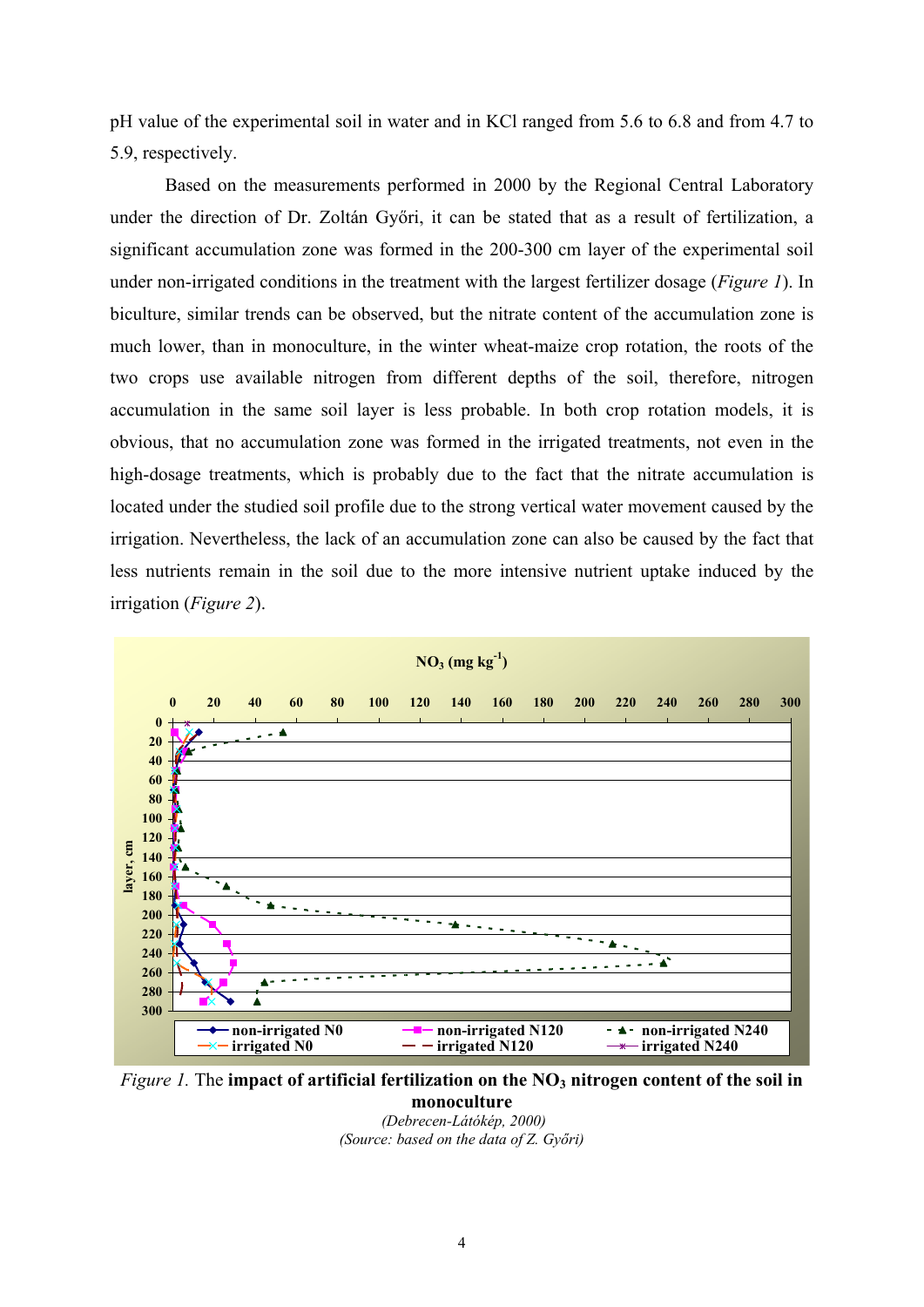pH value of the experimental soil in water and in KCl ranged from 5.6 to 6.8 and from 4.7 to 5.9, respectively.

Based on the measurements performed in 2000 by the Regional Central Laboratory under the direction of Dr. Zoltán Győri, it can be stated that as a result of fertilization, a significant accumulation zone was formed in the 200-300 cm layer of the experimental soil under non-irrigated conditions in the treatment with the largest fertilizer dosage (*Figure 1*). In biculture, similar trends can be observed, but the nitrate content of the accumulation zone is much lower, than in monoculture, in the winter wheat-maize crop rotation, the roots of the two crops use available nitrogen from different depths of the soil, therefore, nitrogen accumulation in the same soil layer is less probable. In both crop rotation models, it is obvious, that no accumulation zone was formed in the irrigated treatments, not even in the high-dosage treatments, which is probably due to the fact that the nitrate accumulation is located under the studied soil profile due to the strong vertical water movement caused by the irrigation. Nevertheless, the lack of an accumulation zone can also be caused by the fact that less nutrients remain in the soil due to the more intensive nutrient uptake induced by the irrigation (*Figure 2*).

*Figure 1.* The **impact of artificial fertilization on the $NO_3$ nitrogen content of the soil in monoculture**

*(Debrecen-Látókép, 2000)*

*(Source: based on the data of Z. Győri)*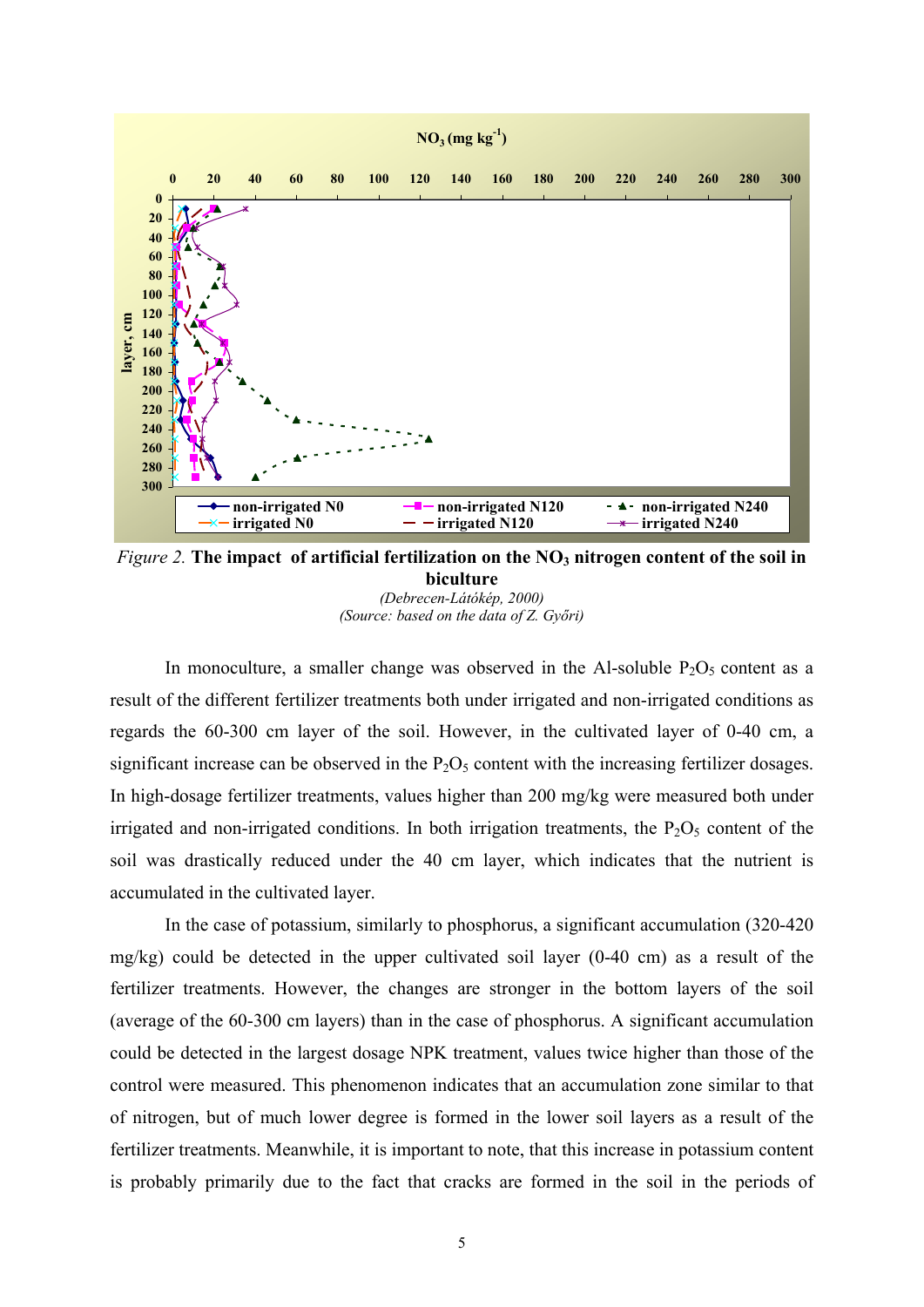*Figure 2.* **The impact of artificial fertilization on the $NO_3$ nitrogen content of the soil in biculture**

*(Debrecen-Látókép, 2000)*

*(Source: based on the data of Z. Győri)*

In monoculture, a smaller change was observed in the Al-soluble $P_2O_5$ content as a result of the different fertilizer treatments both under irrigated and non-irrigated conditions as regards the 60-300 cm layer of the soil. However, in the cultivated layer of 0-40 cm, a significant increase can be observed in the $P_2O_5$ content with the increasing fertilizer dosages. In high-dosage fertilizer treatments, values higher than 200 mg/kg were measured both under irrigated and non-irrigated conditions. In both irrigation treatments, the $P_2O_5$ content of the soil was drastically reduced under the 40 cm layer, which indicates that the nutrient is accumulated in the cultivated layer.

In the case of potassium, similarly to phosphorus, a significant accumulation (320-420 mg/kg) could be detected in the upper cultivated soil layer (0-40 cm) as a result of the fertilizer treatments. However, the changes are stronger in the bottom layers of the soil (average of the 60-300 cm layers) than in the case of phosphorus. A significant accumulation could be detected in the largest dosage NPK treatment, values twice higher than those of the control were measured. This phenomenon indicates that an accumulation zone similar to that of nitrogen, but of much lower degree is formed in the lower soil layers as a result of the fertilizer treatments. Meanwhile, it is important to note, that this increase in potassium content is probably primarily due to the fact that cracks are formed in the soil in the periods of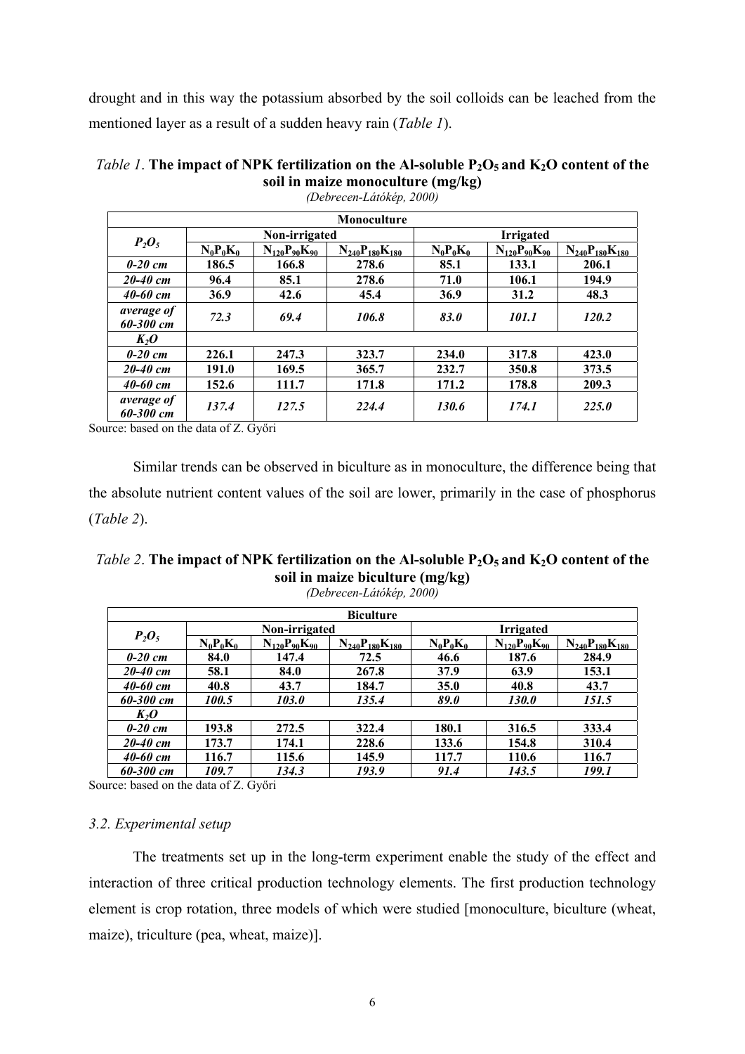drought and in this way the potassium absorbed by the soil colloids can be leached from the mentioned layer as a result of a sudden heavy rain (*Table 1*).

*Table 1*. **The impact of NPK fertilization on the Al-soluble $P_2O_5$ and $K_2O$ content of the soil in maize monoculture (mg/kg)**
*(Debrecen-Látókép, 2000)*

| Monoculture | | | | | | |
|---|---|---|---|---|---|---|
| $P_2O_5$ | Non-irrigated | | | Irrigated | | |
| | $N_0P_0K_0$ | $N_{120}P_{90}K_{90}$ | $N_{240}P_{180}K_{180}$ | $N_0P_0K_0$ | $N_{120}P_{90}K_{90}$ | $N_{240}P_{180}K_{180}$ |
| *0-20 cm* | 186.5 | 166.8 | 278.6 | 85.1 | 133.1 | 206.1 |
| *20-40 cm* | 96.4 | 85.1 | 278.6 | 71.0 | 106.1 | 194.9 |
| *40-60 cm* | 36.9 | 42.6 | 45.4 | 36.9 | 31.2 | 48.3 |
| *average of 60-300 cm* | *72.3* | *69.4* | *106.8* | *83.0* | *101.1* | *120.2* |
| $K_2O$ | | | | | | |
| *0-20 cm* | 226.1 | 247.3 | 323.7 | 234.0 | 317.8 | 423.0 |
| *20-40 cm* | 191.0 | 169.5 | 365.7 | 232.7 | 350.8 | 373.5 |
| *40-60 cm* | 152.6 | 111.7 | 171.8 | 171.2 | 178.8 | 209.3 |
| *average of 60-300 cm* | *137.4* | *127.5* | *224.4* | *130.6* | *174.1* | *225.0* |

Source: based on the data of Z. Győri

Similar trends can be observed in biculture as in monoculture, the difference being that the absolute nutrient content values of the soil are lower, primarily in the case of phosphorus (*Table 2*).

*Table 2*. **The impact of NPK fertilization on the Al-soluble $P_2O_5$ and $K_2O$ content of the soil in maize biculture (mg/kg)**
*(Debrecen-Látókép, 2000)*

| Biculture | | | | | | |
|---|---|---|---|---|---|---|
| $P_2O_5$ | Non-irrigated | | | Irrigated | | |
| | $N_0P_0K_0$ | $N_{120}P_{90}K_{90}$ | $N_{240}P_{180}K_{180}$ | $N_0P_0K_0$ | $N_{120}P_{90}K_{90}$ | $N_{240}P_{180}K_{180}$ |
| *0-20 cm* | 84.0 | 147.4 | 72.5 | 46.6 | 187.6 | 284.9 |
| *20-40 cm* | 58.1 | 84.0 | 267.8 | 37.9 | 63.9 | 153.1 |
| *40-60 cm* | 40.8 | 43.7 | 184.7 | 35.0 | 40.8 | 43.7 |
| *60-300 cm* | *100.5* | *103.0* | *135.4* | *89.0* | *130.0* | *151.5* |
| $K_2O$ | | | | | | |
| *0-20 cm* | 193.8 | 272.5 | 322.4 | 180.1 | 316.5 | 333.4 |
| *20-40 cm* | 173.7 | 174.1 | 228.6 | 133.6 | 154.8 | 310.4 |
| *40-60 cm* | 116.7 | 115.6 | 145.9 | 117.7 | 110.6 | 116.7 |
| *60-300 cm* | *109.7* | *134.3* | *193.9* | *91.4* | *143.5* | *199.1* |

Source: based on the data of Z. Győri

### *3.2. Experimental setup*

The treatments set up in the long-term experiment enable the study of the effect and interaction of three critical production technology elements. The first production technology element is crop rotation, three models of which were studied [monoculture, biculture (wheat, maize), triculture (pea, wheat, maize)].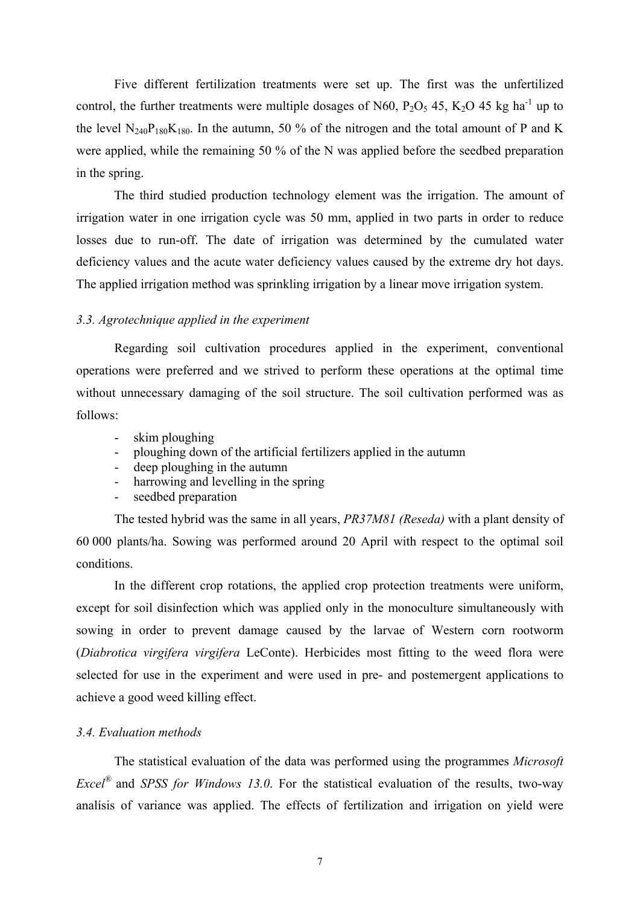Five different fertilization treatments were set up. The first was the unfertilized control, the further treatments were multiple dosages of N60, $P_2O_5$ 45, $K_2O$ 45 kg $ha^{-1}$ up to the level $N_{240}P_{180}K_{180}$. In the autumn, 50 % of the nitrogen and the total amount of P and K were applied, while the remaining 50 % of the N was applied before the seedbed preparation in the spring.

The third studied production technology element was the irrigation. The amount of irrigation water in one irrigation cycle was 50 mm, applied in two parts in order to reduce losses due to run-off. The date of irrigation was determined by the cumulated water deficiency values and the acute water deficiency values caused by the extreme dry hot days. The applied irrigation method was sprinkling irrigation by a linear move irrigation system.

### *3.3. Agrotechnique applied in the experiment*

Regarding soil cultivation procedures applied in the experiment, conventional operations were preferred and we strived to perform these operations at the optimal time without unnecessary damaging of the soil structure. The soil cultivation performed was as follows:

- skim ploughing
- ploughing down of the artificial fertilizers applied in the autumn
- deep ploughing in the autumn
- harrowing and levelling in the spring
- seedbed preparation

The tested hybrid was the same in all years, *PR37M81 (Reseda)* with a plant density of 60 000 plants/ha. Sowing was performed around 20 April with respect to the optimal soil conditions.

In the different crop rotations, the applied crop protection treatments were uniform, except for soil disinfection which was applied only in the monoculture simultaneously with sowing in order to prevent damage caused by the larvae of Western corn rootworm (*Diabrotica virgifera virgifera* LeConte). Herbicides most fitting to the weed flora were selected for use in the experiment and were used in pre- and postemergent applications to achieve a good weed killing effect.

### *3.4. Evaluation methods*

The statistical evaluation of the data was performed using the programmes *Microsoft Excel*® and *SPSS for Windows 13.0*. For the statistical evaluation of the results, two-way analísis of variance was applied. The effects of fertilization and irrigation on yield were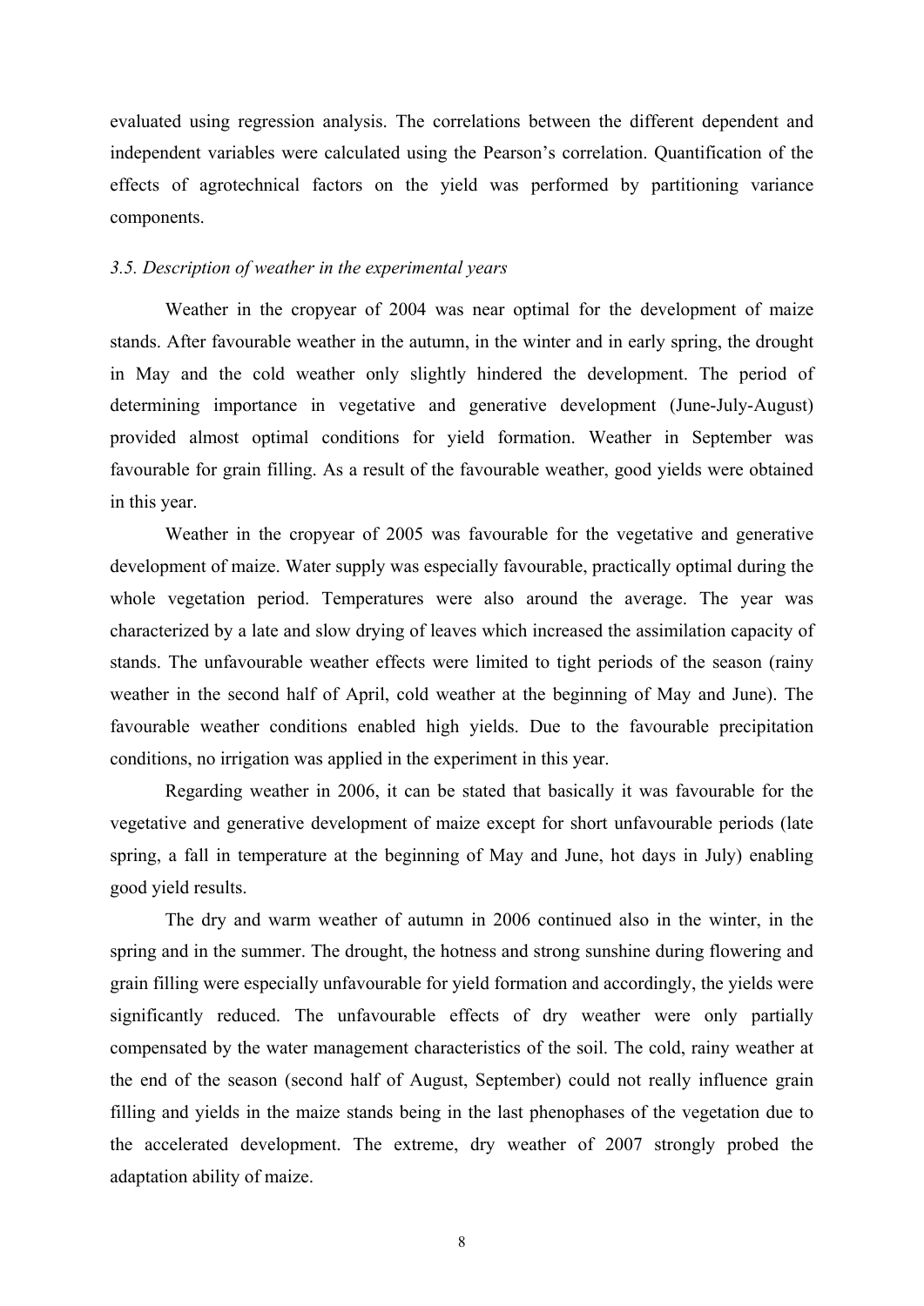evaluated using regression analysis. The correlations between the different dependent and independent variables were calculated using the Pearson's correlation. Quantification of the effects of agrotechnical factors on the yield was performed by partitioning variance components.

### *3.5. Description of weather in the experimental years*

Weather in the cropyear of 2004 was near optimal for the development of maize stands. After favourable weather in the autumn, in the winter and in early spring, the drought in May and the cold weather only slightly hindered the development. The period of determining importance in vegetative and generative development (June-July-August) provided almost optimal conditions for yield formation. Weather in September was favourable for grain filling. As a result of the favourable weather, good yields were obtained in this year.

Weather in the cropyear of 2005 was favourable for the vegetative and generative development of maize. Water supply was especially favourable, practically optimal during the whole vegetation period. Temperatures were also around the average. The year was characterized by a late and slow drying of leaves which increased the assimilation capacity of stands. The unfavourable weather effects were limited to tight periods of the season (rainy weather in the second half of April, cold weather at the beginning of May and June). The favourable weather conditions enabled high yields. Due to the favourable precipitation conditions, no irrigation was applied in the experiment in this year.

Regarding weather in 2006, it can be stated that basically it was favourable for the vegetative and generative development of maize except for short unfavourable periods (late spring, a fall in temperature at the beginning of May and June, hot days in July) enabling good yield results.

The dry and warm weather of autumn in 2006 continued also in the winter, in the spring and in the summer. The drought, the hotness and strong sunshine during flowering and grain filling were especially unfavourable for yield formation and accordingly, the yields were significantly reduced. The unfavourable effects of dry weather were only partially compensated by the water management characteristics of the soil. The cold, rainy weather at the end of the season (second half of August, September) could not really influence grain filling and yields in the maize stands being in the last phenophases of the vegetation due to the accelerated development. The extreme, dry weather of 2007 strongly probed the adaptation ability of maize.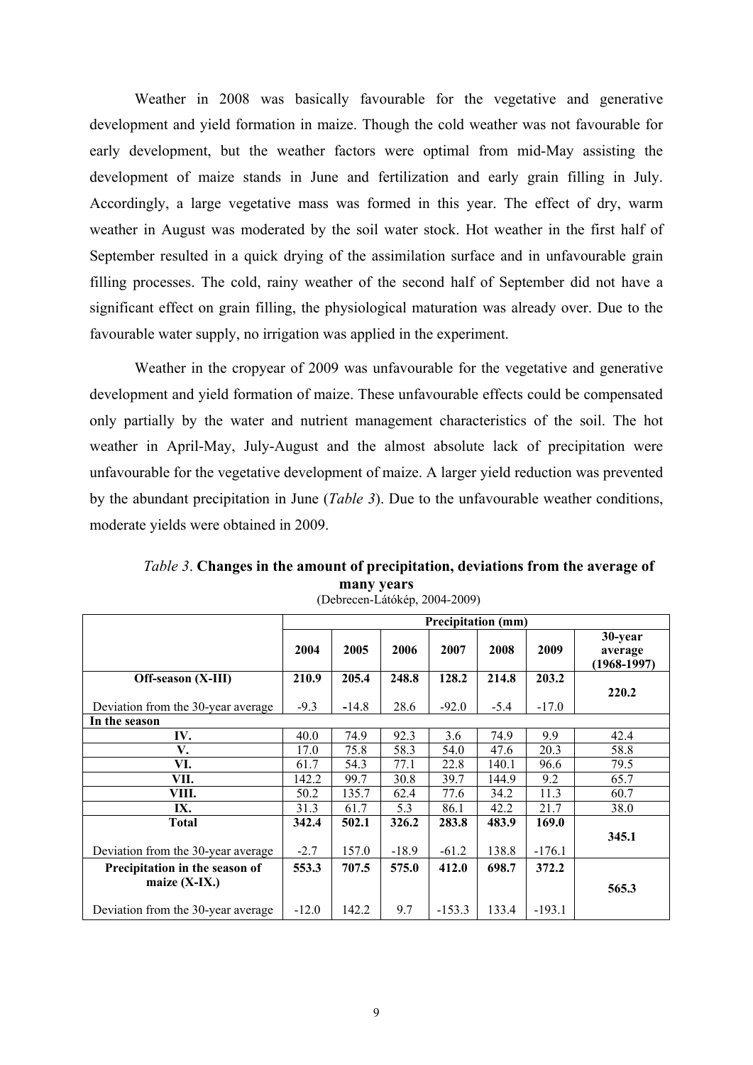Weather in 2008 was basically favourable for the vegetative and generative development and yield formation in maize. Though the cold weather was not favourable for early development, but the weather factors were optimal from mid-May assisting the development of maize stands in June and fertilization and early grain filling in July. Accordingly, a large vegetative mass was formed in this year. The effect of dry, warm weather in August was moderated by the soil water stock. Hot weather in the first half of September resulted in a quick drying of the assimilation surface and in unfavourable grain filling processes. The cold, rainy weather of the second half of September did not have a significant effect on grain filling, the physiological maturation was already over. Due to the favourable water supply, no irrigation was applied in the experiment.

Weather in the cropyear of 2009 was unfavourable for the vegetative and generative development and yield formation of maize. These unfavourable effects could be compensated only partially by the water and nutrient management characteristics of the soil. The hot weather in April-May, July-August and the almost absolute lack of precipitation were unfavourable for the vegetative development of maize. A larger yield reduction was prevented by the abundant precipitation in June (*Table 3*). Due to the unfavourable weather conditions, moderate yields were obtained in 2009.

*Table 3*. **Changes in the amount of precipitation, deviations from the average of many years**
(Debrecen-Látókép, 2004-2009)

| | Precipitation (mm) | | | | | | |
|---|---|---|---|---|---|---|---|
| | **2004** | **2005** | **2006** | **2007** | **2008** | **2009** | **30-year average (1968-1997)** |
| **Off-season (X-III)** | **210.9** | **205.4** | **248.8** | **128.2** | **214.8** | **203.2** | **220.2** |
| Deviation from the 30-year average | -9.3 | **-14.8** | 28.6 | -92.0 | -5.4 | -17.0 | |
| **In the season** | | | | | | | |
| **IV.** | 40.0 | 74.9 | 92.3 | 3.6 | 74.9 | 9.9 | 42.4 |
| **V.** | 17.0 | 75.8 | 58.3 | 54.0 | 47.6 | 20.3 | 58.8 |
| **VI.** | 61.7 | 54.3 | 77.1 | 22.8 | 140.1 | 96.6 | 79.5 |
| **VII.** | 142.2 | 99.7 | 30.8 | 39.7 | 144.9 | 9.2 | 65.7 |
| **VIII.** | 50.2 | 135.7 | 62.4 | 77.6 | 34.2 | 11.3 | 60.7 |
| **IX.** | 31.3 | 61.7 | 5.3 | 86.1 | 42.2 | 21.7 | 38.0 |
| **Total** | **342.4** | **502.1** | **326.2** | **283.8** | **483.9** | **169.0** | **345.1** |
| Deviation from the 30-year average | -2.7 | 157.0 | -18.9 | -61.2 | 138.8 | -176.1 | |
| **Precipitation in the season of maize (X-IX.)** | **553.3** | **707.5** | **575.0** | **412.0** | **698.7** | **372.2** | **565.3** |
| Deviation from the 30-year average | -12.0 | 142.2 | 9.7 | -153.3 | 133.4 | -193.1 | |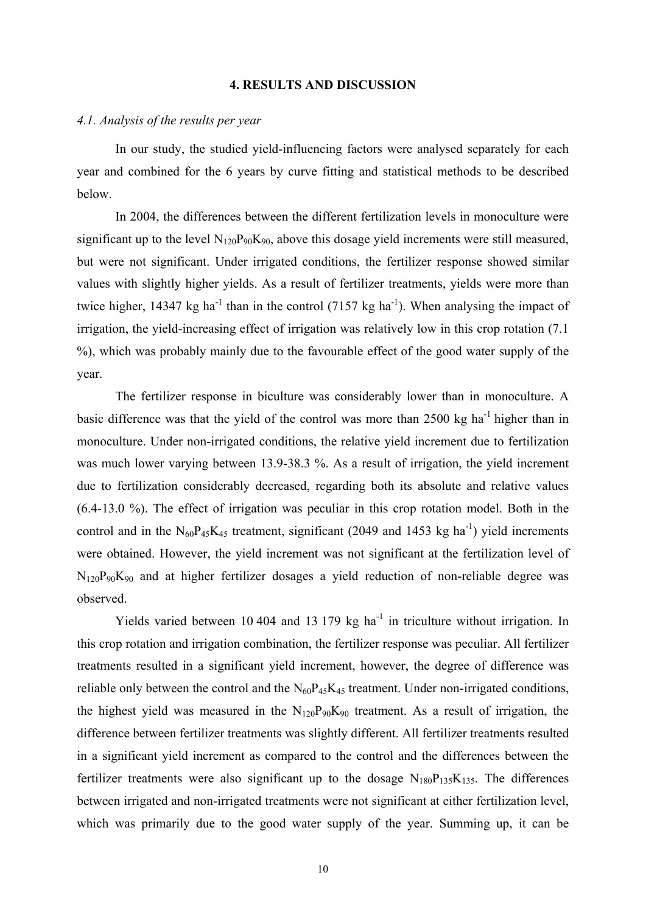# 4. RESULTS AND DISCUSSION

## *4.1. Analysis of the results per year*

In our study, the studied yield-influencing factors were analysed separately for each year and combined for the 6 years by curve fitting and statistical methods to be described below.

In 2004, the differences between the different fertilization levels in monoculture were significant up to the level $N_{120}P_{90}K_{90}$, above this dosage yield increments were still measured, but were not significant. Under irrigated conditions, the fertilizer response showed similar values with slightly higher yields. As a result of fertilizer treatments, yields were more than twice higher, 14347 kg ha$^{-1}$ than in the control (7157 kg ha$^{-1}$). When analysing the impact of irrigation, the yield-increasing effect of irrigation was relatively low in this crop rotation (7.1 %), which was probably mainly due to the favourable effect of the good water supply of the year.

The fertilizer response in biculture was considerably lower than in monoculture. A basic difference was that the yield of the control was more than 2500 kg ha$^{-1}$ higher than in monoculture. Under non-irrigated conditions, the relative yield increment due to fertilization was much lower varying between 13.9-38.3 %. As a result of irrigation, the yield increment due to fertilization considerably decreased, regarding both its absolute and relative values (6.4-13.0 %). The effect of irrigation was peculiar in this crop rotation model. Both in the control and in the $N_{60}P_{45}K_{45}$ treatment, significant (2049 and 1453 kg ha$^{-1}$) yield increments were obtained. However, the yield increment was not significant at the fertilization level of $N_{120}P_{90}K_{90}$ and at higher fertilizer dosages a yield reduction of non-reliable degree was observed.

Yields varied between 10 404 and 13 179 kg ha$^{-1}$ in triculture without irrigation. In this crop rotation and irrigation combination, the fertilizer response was peculiar. All fertilizer treatments resulted in a significant yield increment, however, the degree of difference was reliable only between the control and the $N_{60}P_{45}K_{45}$ treatment. Under non-irrigated conditions, the highest yield was measured in the $N_{120}P_{90}K_{90}$ treatment. As a result of irrigation, the difference between fertilizer treatments was slightly different. All fertilizer treatments resulted in a significant yield increment as compared to the control and the differences between the fertilizer treatments were also significant up to the dosage $N_{180}P_{135}K_{135}$. The differences between irrigated and non-irrigated treatments were not significant at either fertilization level, which was primarily due to the good water supply of the year. Summing up, it can be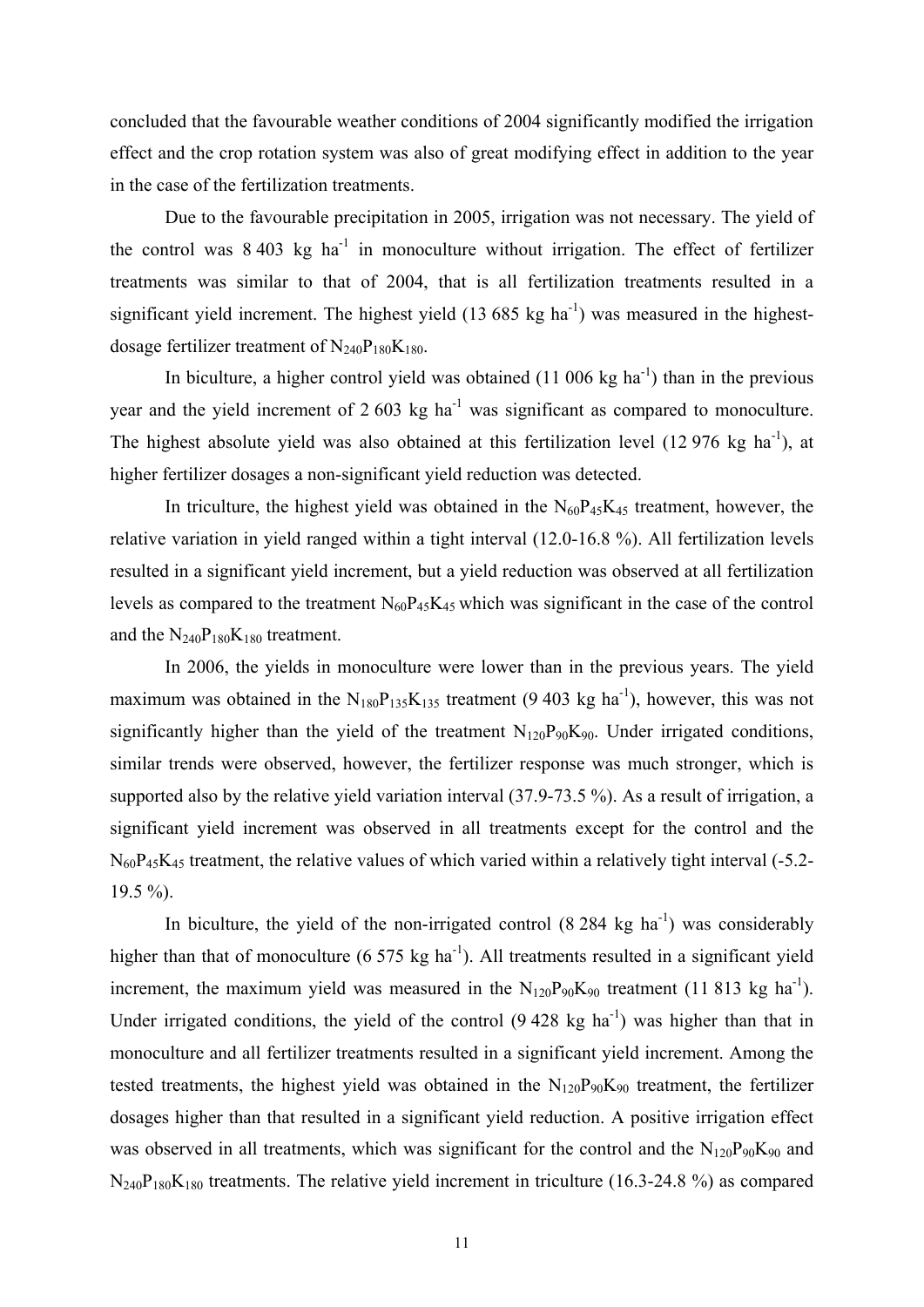concluded that the favourable weather conditions of 2004 significantly modified the irrigation effect and the crop rotation system was also of great modifying effect in addition to the year in the case of the fertilization treatments.

Due to the favourable precipitation in 2005, irrigation was not necessary. The yield of the control was 8 403 kg ha$^{-1}$ in monoculture without irrigation. The effect of fertilizer treatments was similar to that of 2004, that is all fertilization treatments resulted in a significant yield increment. The highest yield (13 685 kg ha$^{-1}$) was measured in the highest-dosage fertilizer treatment of $N_{240}P_{180}K_{180}$.

In biculture, a higher control yield was obtained (11 006 kg ha$^{-1}$) than in the previous year and the yield increment of 2 603 kg ha$^{-1}$ was significant as compared to monoculture. The highest absolute yield was also obtained at this fertilization level (12 976 kg ha$^{-1}$), at higher fertilizer dosages a non-significant yield reduction was detected.

In triculture, the highest yield was obtained in the $N_{60}P_{45}K_{45}$ treatment, however, the relative variation in yield ranged within a tight interval (12.0-16.8 %). All fertilization levels resulted in a significant yield increment, but a yield reduction was observed at all fertilization levels as compared to the treatment $N_{60}P_{45}K_{45}$ which was significant in the case of the control and the $N_{240}P_{180}K_{180}$ treatment.

In 2006, the yields in monoculture were lower than in the previous years. The yield maximum was obtained in the $N_{180}P_{135}K_{135}$ treatment (9 403 kg ha$^{-1}$), however, this was not significantly higher than the yield of the treatment $N_{120}P_{90}K_{90}$. Under irrigated conditions, similar trends were observed, however, the fertilizer response was much stronger, which is supported also by the relative yield variation interval (37.9-73.5 %). As a result of irrigation, a significant yield increment was observed in all treatments except for the control and the $N_{60}P_{45}K_{45}$ treatment, the relative values of which varied within a relatively tight interval (-5.2-19.5 %).

In biculture, the yield of the non-irrigated control (8 284 kg ha$^{-1}$) was considerably higher than that of monoculture (6 575 kg ha$^{-1}$). All treatments resulted in a significant yield increment, the maximum yield was measured in the $N_{120}P_{90}K_{90}$ treatment (11 813 kg ha$^{-1}$). Under irrigated conditions, the yield of the control (9 428 kg ha$^{-1}$) was higher than that in monoculture and all fertilizer treatments resulted in a significant yield increment. Among the tested treatments, the highest yield was obtained in the $N_{120}P_{90}K_{90}$ treatment, the fertilizer dosages higher than that resulted in a significant yield reduction. A positive irrigation effect was observed in all treatments, which was significant for the control and the $N_{120}P_{90}K_{90}$ and $N_{240}P_{180}K_{180}$ treatments. The relative yield increment in triculture (16.3-24.8 %) as compared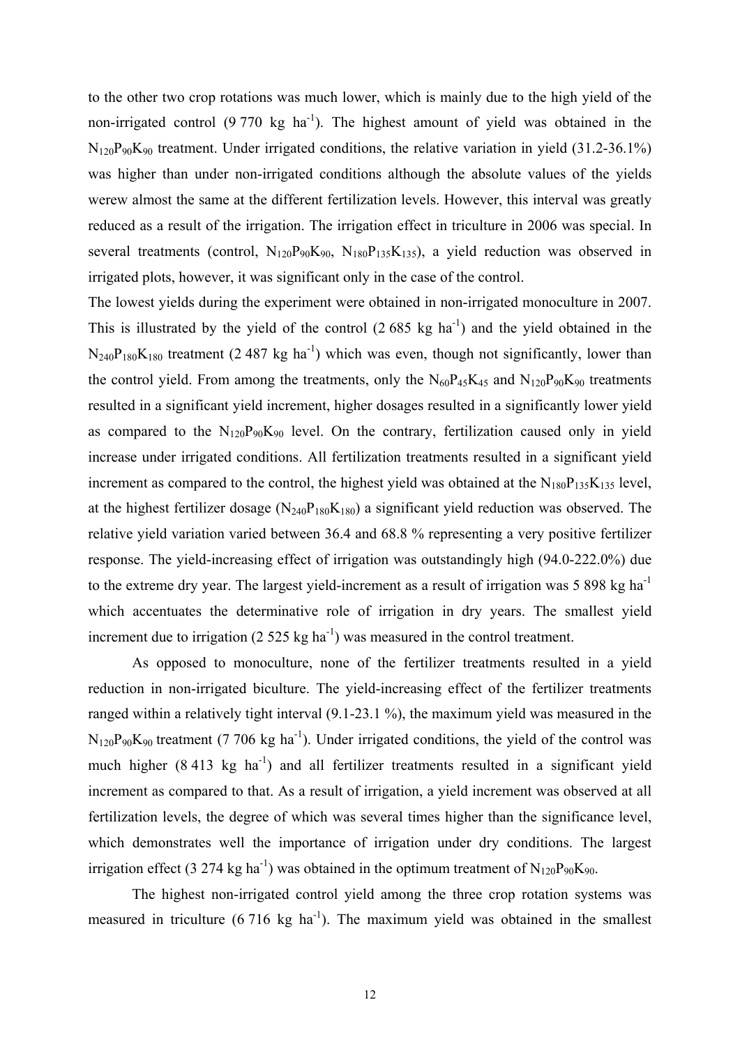to the other two crop rotations was much lower, which is mainly due to the high yield of the non-irrigated control (9 770 kg ha$^{-1}$). The highest amount of yield was obtained in the $N_{120}P_{90}K_{90}$ treatment. Under irrigated conditions, the relative variation in yield (31.2-36.1%) was higher than under non-irrigated conditions although the absolute values of the yields werew almost the same at the different fertilization levels. However, this interval was greatly reduced as a result of the irrigation. The irrigation effect in triculture in 2006 was special. In several treatments (control, $N_{120}P_{90}K_{90}$, $N_{180}P_{135}K_{135}$), a yield reduction was observed in irrigated plots, however, it was significant only in the case of the control.

The lowest yields during the experiment were obtained in non-irrigated monoculture in 2007. This is illustrated by the yield of the control (2 685 kg ha$^{-1}$) and the yield obtained in the $N_{240}P_{180}K_{180}$ treatment (2 487 kg ha$^{-1}$) which was even, though not significantly, lower than the control yield. From among the treatments, only the $N_{60}P_{45}K_{45}$ and $N_{120}P_{90}K_{90}$ treatments resulted in a significant yield increment, higher dosages resulted in a significantly lower yield as compared to the $N_{120}P_{90}K_{90}$ level. On the contrary, fertilization caused only in yield increase under irrigated conditions. All fertilization treatments resulted in a significant yield increment as compared to the control, the highest yield was obtained at the $N_{180}P_{135}K_{135}$ level, at the highest fertilizer dosage ($N_{240}P_{180}K_{180}$) a significant yield reduction was observed. The relative yield variation varied between 36.4 and 68.8 % representing a very positive fertilizer response. The yield-increasing effect of irrigation was outstandingly high (94.0-222.0%) due to the extreme dry year. The largest yield-increment as a result of irrigation was 5 898 kg ha$^{-1}$ which accentuates the determinative role of irrigation in dry years. The smallest yield increment due to irrigation (2 525 kg ha$^{-1}$) was measured in the control treatment.

As opposed to monoculture, none of the fertilizer treatments resulted in a yield reduction in non-irrigated biculture. The yield-increasing effect of the fertilizer treatments ranged within a relatively tight interval (9.1-23.1 %), the maximum yield was measured in the $N_{120}P_{90}K_{90}$ treatment (7 706 kg ha$^{-1}$). Under irrigated conditions, the yield of the control was much higher (8 413 kg ha$^{-1}$) and all fertilizer treatments resulted in a significant yield increment as compared to that. As a result of irrigation, a yield increment was observed at all fertilization levels, the degree of which was several times higher than the significance level, which demonstrates well the importance of irrigation under dry conditions. The largest irrigation effect (3 274 kg ha$^{-1}$) was obtained in the optimum treatment of $N_{120}P_{90}K_{90}$.

The highest non-irrigated control yield among the three crop rotation systems was measured in triculture (6 716 kg ha$^{-1}$). The maximum yield was obtained in the smallest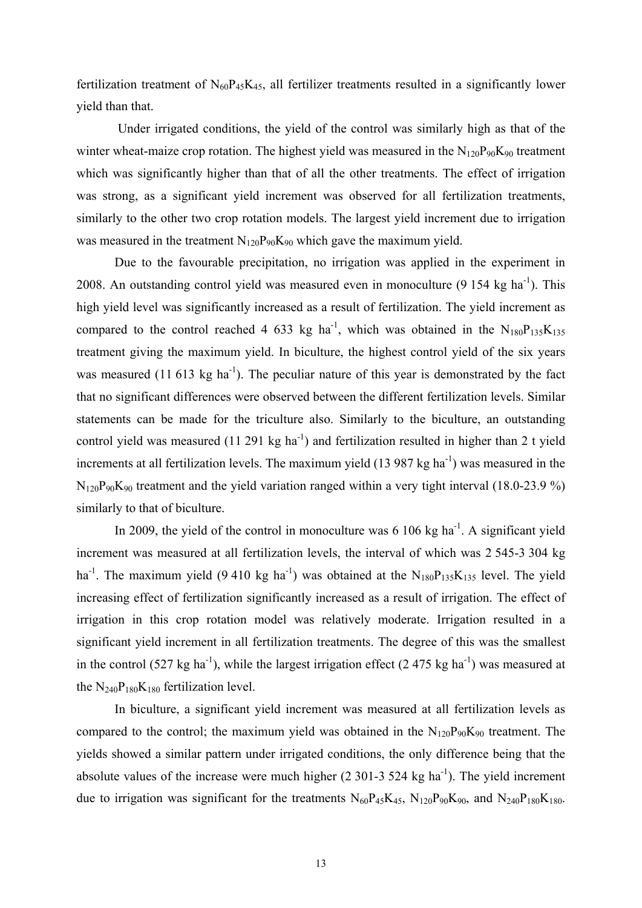fertilization treatment of $N_{60}P_{45}K_{45}$, all fertilizer treatments resulted in a significantly lower yield than that.

Under irrigated conditions, the yield of the control was similarly high as that of the winter wheat-maize crop rotation. The highest yield was measured in the $N_{120}P_{90}K_{90}$ treatment which was significantly higher than that of all the other treatments. The effect of irrigation was strong, as a significant yield increment was observed for all fertilization treatments, similarly to the other two crop rotation models. The largest yield increment due to irrigation was measured in the treatment $N_{120}P_{90}K_{90}$ which gave the maximum yield.

Due to the favourable precipitation, no irrigation was applied in the experiment in 2008. An outstanding control yield was measured even in monoculture (9 154 kg ha$^{-1}$). This high yield level was significantly increased as a result of fertilization. The yield increment as compared to the control reached 4 633 kg ha$^{-1}$, which was obtained in the $N_{180}P_{135}K_{135}$ treatment giving the maximum yield. In biculture, the highest control yield of the six years was measured (11 613 kg ha$^{-1}$). The peculiar nature of this year is demonstrated by the fact that no significant differences were observed between the different fertilization levels. Similar statements can be made for the triculture also. Similarly to the biculture, an outstanding control yield was measured (11 291 kg ha$^{-1}$) and fertilization resulted in higher than 2 t yield increments at all fertilization levels. The maximum yield (13 987 kg ha$^{-1}$) was measured in the $N_{120}P_{90}K_{90}$ treatment and the yield variation ranged within a very tight interval (18.0-23.9 %) similarly to that of biculture.

In 2009, the yield of the control in monoculture was 6 106 kg ha$^{-1}$. A significant yield increment was measured at all fertilization levels, the interval of which was 2 545-3 304 kg ha$^{-1}$. The maximum yield (9 410 kg ha$^{-1}$) was obtained at the $N_{180}P_{135}K_{135}$ level. The yield increasing effect of fertilization significantly increased as a result of irrigation. The effect of irrigation in this crop rotation model was relatively moderate. Irrigation resulted in a significant yield increment in all fertilization treatments. The degree of this was the smallest in the control (527 kg ha$^{-1}$), while the largest irrigation effect (2 475 kg ha$^{-1}$) was measured at the $N_{240}P_{180}K_{180}$ fertilization level.

In biculture, a significant yield increment was measured at all fertilization levels as compared to the control; the maximum yield was obtained in the $N_{120}P_{90}K_{90}$ treatment. The yields showed a similar pattern under irrigated conditions, the only difference being that the absolute values of the increase were much higher (2 301-3 524 kg ha$^{-1}$). The yield increment due to irrigation was significant for the treatments $N_{60}P_{45}K_{45}$, $N_{120}P_{90}K_{90}$, and $N_{240}P_{180}K_{180}$.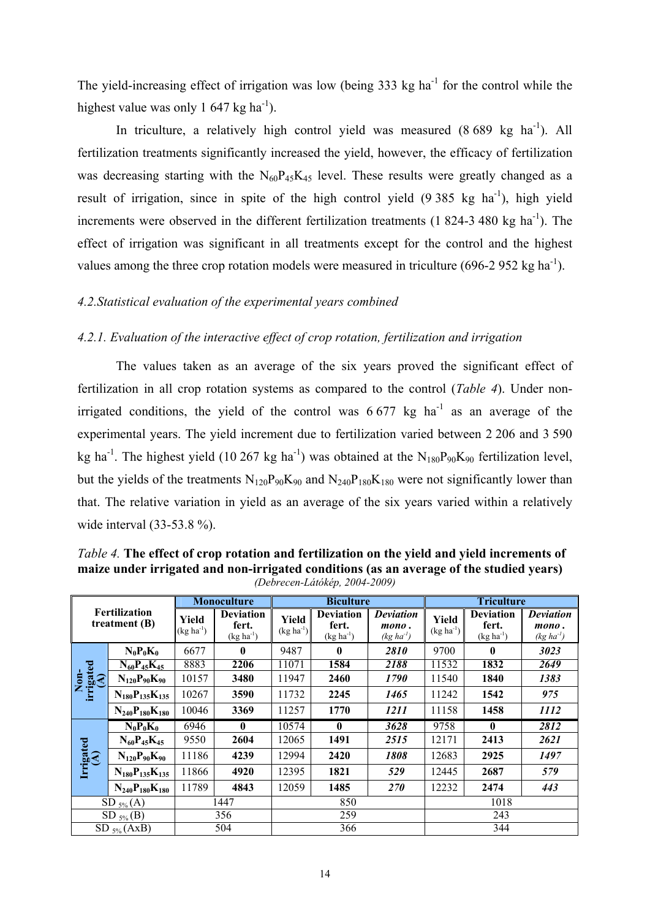The yield-increasing effect of irrigation was low (being 333 kg ha$^{-1}$ for the control while the highest value was only 1 647 kg ha$^{-1}$).

In triculture, a relatively high control yield was measured (8 689 kg ha$^{-1}$). All fertilization treatments significantly increased the yield, however, the efficacy of fertilization was decreasing starting with the $N_{60}P_{45}K_{45}$ level. These results were greatly changed as a result of irrigation, since in spite of the high control yield (9 385 kg ha$^{-1}$), high yield increments were observed in the different fertilization treatments (1 824-3 480 kg ha$^{-1}$). The effect of irrigation was significant in all treatments except for the control and the highest values among the three crop rotation models were measured in triculture (696-2 952 kg ha$^{-1}$).

### *4.2.Statistical evaluation of the experimental years combined*

#### *4.2.1. Evaluation of the interactive effect of crop rotation, fertilization and irrigation*

The values taken as an average of the six years proved the significant effect of fertilization in all crop rotation systems as compared to the control (*Table 4*). Under non-irrigated conditions, the yield of the control was 6 677 kg ha$^{-1}$ as an average of the experimental years. The yield increment due to fertilization varied between 2 206 and 3 590 kg ha$^{-1}$. The highest yield (10 267 kg ha$^{-1}$) was obtained at the $N_{180}P_{90}K_{90}$ fertilization level, but the yields of the treatments $N_{120}P_{90}K_{90}$ and $N_{240}P_{180}K_{180}$ were not significantly lower than that. The relative variation in yield as an average of the six years varied within a relatively wide interval (33-53.8 %).

*Table 4.* **The effect of crop rotation and fertilization on the yield and yield increments of maize under irrigated and non-irrigated conditions (as an average of the studied years)**
*(Debrecen-Látókép, 2004-2009)*

| Fertilization treatment (B) | | Monoculture | | Biculture | | | Triculture | | |
|---|---|---|---|---|---|---|---|---|---|
| | | Yield (kg ha$^{-1}$) | Deviation fert. (kg ha$^{-1}$) | Yield (kg ha$^{-1}$) | Deviation fert. (kg ha$^{-1}$) | *Deviation mono. (kg ha$^{-1}$)* | Yield (kg ha$^{-1}$) | Deviation fert. (kg ha$^{-1}$) | *Deviation mono. (kg ha$^{-1}$)* |
| Non-irrigated (A) | $N_0P_0K_0$ | 6677 | **0** | 9487 | **0** | ***2810*** | 9700 | **0** | ***3023*** |
| | $N_{60}P_{45}K_{45}$ | 8883 | **2206** | 11071 | **1584** | ***2188*** | 11532 | **1832** | ***2649*** |
| | $N_{120}P_{90}K_{90}$ | 10157 | **3480** | 11947 | **2460** | ***1790*** | 11540 | **1840** | ***1383*** |
| | $N_{180}P_{135}K_{135}$ | 10267 | **3590** | 11732 | **2245** | ***1465*** | 11242 | **1542** | ***975*** |
| | $N_{240}P_{180}K_{180}$ | 10046 | **3369** | 11257 | **1770** | ***1211*** | 11158 | **1458** | ***1112*** |
| Irrigated (A) | $N_0P_0K_0$ | 6946 | **0** | 10574 | **0** | ***3628*** | 9758 | **0** | ***2812*** |
| | $N_{60}P_{45}K_{45}$ | 9550 | **2604** | 12065 | **1491** | ***2515*** | 12171 | **2413** | ***2621*** |
| | $N_{120}P_{90}K_{90}$ | 11186 | **4239** | 12994 | **2420** | ***1808*** | 12683 | **2925** | ***1497*** |
| | $N_{180}P_{135}K_{135}$ | 11866 | **4920** | 12395 | **1821** | ***529*** | 12445 | **2687** | ***579*** |
| | $N_{240}P_{180}K_{180}$ | 11789 | **4843** | 12059 | **1485** | ***270*** | 12232 | **2474** | ***443*** |
| $SD_{5\%}$ (A) | | 1447 | | 850 | | | 1018 | | |
| $SD_{5\%}$ (B) | | 356 | | 259 | | | 243 | | |
| $SD_{5\%}$ (AxB) | | 504 | | 366 | | | 344 | | |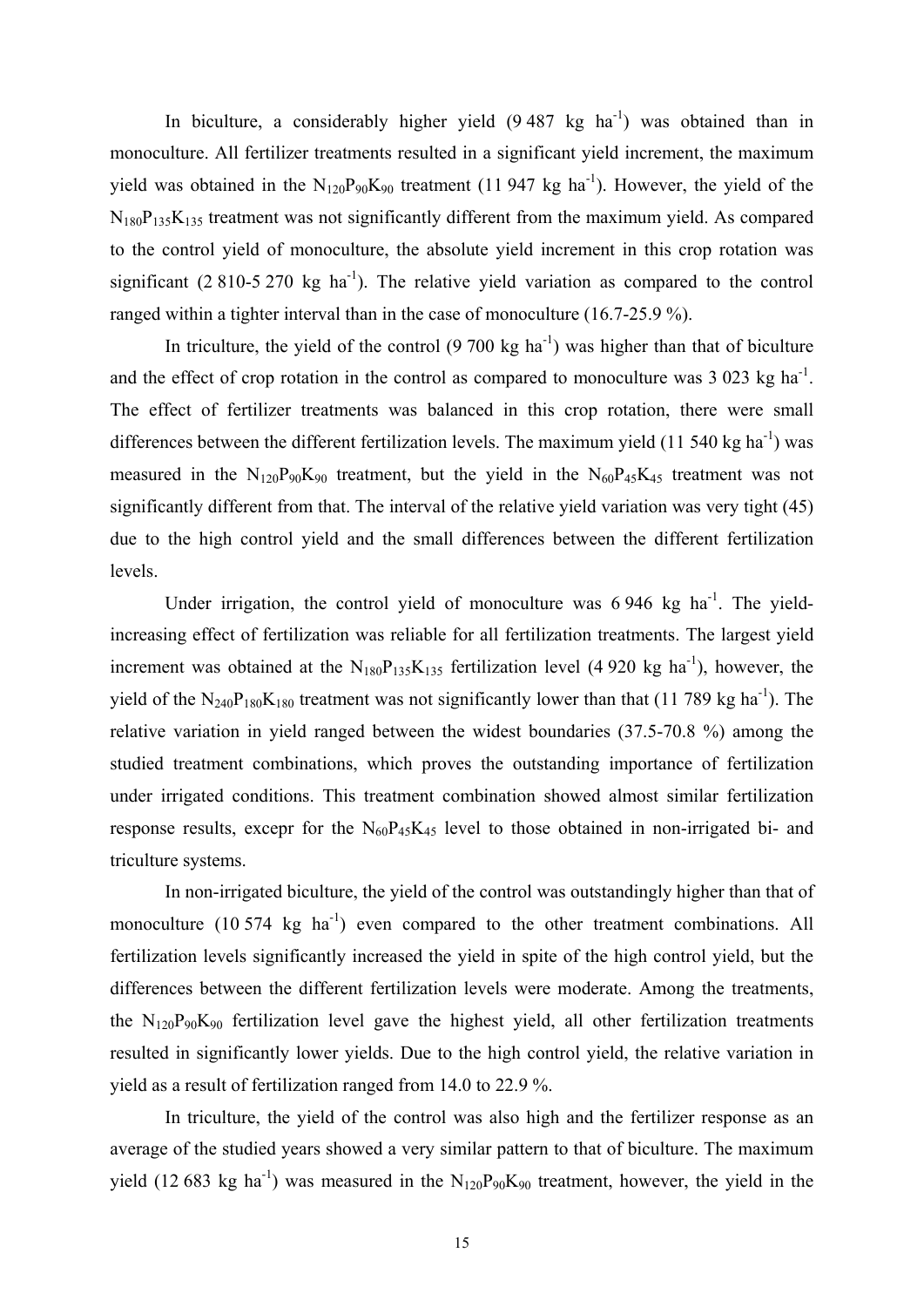In biculture, a considerably higher yield (9 487 kg ha$^{-1}$) was obtained than in monoculture. All fertilizer treatments resulted in a significant yield increment, the maximum yield was obtained in the $N_{120}P_{90}K_{90}$ treatment (11 947 kg ha$^{-1}$). However, the yield of the $N_{180}P_{135}K_{135}$ treatment was not significantly different from the maximum yield. As compared to the control yield of monoculture, the absolute yield increment in this crop rotation was significant (2 810-5 270 kg ha$^{-1}$). The relative yield variation as compared to the control ranged within a tighter interval than in the case of monoculture (16.7-25.9 %).

In triculture, the yield of the control (9 700 kg ha$^{-1}$) was higher than that of biculture and the effect of crop rotation in the control as compared to monoculture was 3 023 kg ha$^{-1}$. The effect of fertilizer treatments was balanced in this crop rotation, there were small differences between the different fertilization levels. The maximum yield (11 540 kg ha$^{-1}$) was measured in the $N_{120}P_{90}K_{90}$ treatment, but the yield in the $N_{60}P_{45}K_{45}$ treatment was not significantly different from that. The interval of the relative yield variation was very tight (45) due to the high control yield and the small differences between the different fertilization levels.

Under irrigation, the control yield of monoculture was 6 946 kg ha$^{-1}$. The yield-increasing effect of fertilization was reliable for all fertilization treatments. The largest yield increment was obtained at the $N_{180}P_{135}K_{135}$ fertilization level (4 920 kg ha$^{-1}$), however, the yield of the $N_{240}P_{180}K_{180}$ treatment was not significantly lower than that (11 789 kg ha$^{-1}$). The relative variation in yield ranged between the widest boundaries (37.5-70.8 %) among the studied treatment combinations, which proves the outstanding importance of fertilization under irrigated conditions. This treatment combination showed almost similar fertilization response results, excepr for the $N_{60}P_{45}K_{45}$ level to those obtained in non-irrigated bi- and triculture systems.

In non-irrigated biculture, the yield of the control was outstandingly higher than that of monoculture (10 574 kg ha$^{-1}$) even compared to the other treatment combinations. All fertilization levels significantly increased the yield in spite of the high control yield, but the differences between the different fertilization levels were moderate. Among the treatments, the $N_{120}P_{90}K_{90}$ fertilization level gave the highest yield, all other fertilization treatments resulted in significantly lower yields. Due to the high control yield, the relative variation in yield as a result of fertilization ranged from 14.0 to 22.9 %.

In triculture, the yield of the control was also high and the fertilizer response as an average of the studied years showed a very similar pattern to that of biculture. The maximum yield (12 683 kg ha$^{-1}$) was measured in the $N_{120}P_{90}K_{90}$ treatment, however, the yield in the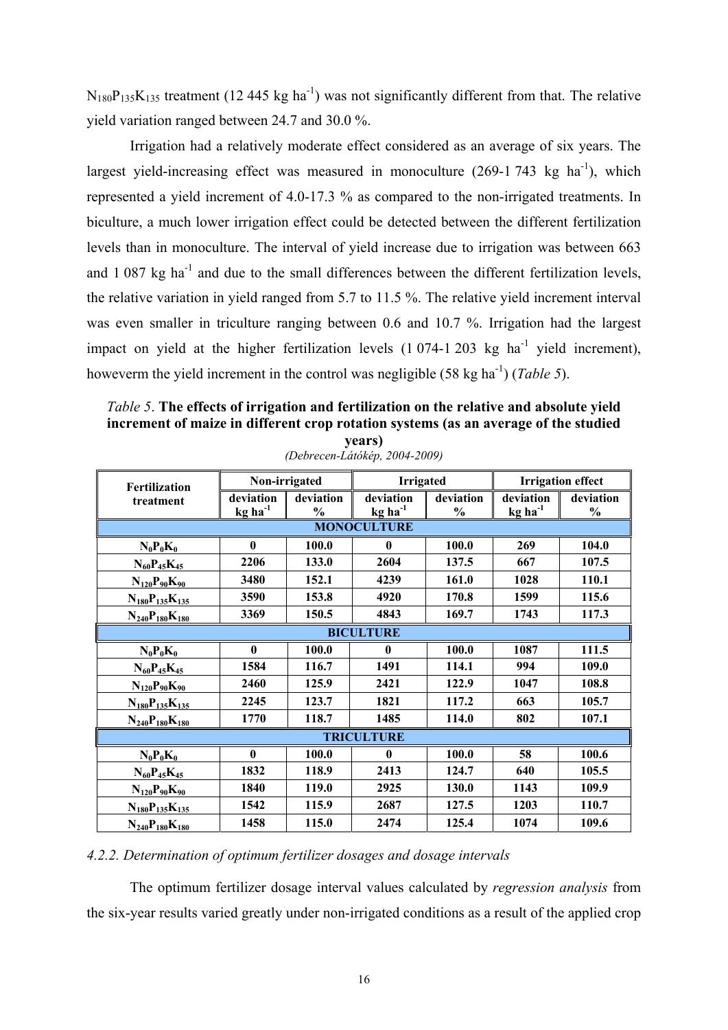$N_{180}P_{135}K_{135}$ treatment (12 445 kg ha$^{-1}$) was not significantly different from that. The relative yield variation ranged between 24.7 and 30.0 %.

Irrigation had a relatively moderate effect considered as an average of six years. The largest yield-increasing effect was measured in monoculture (269-1 743 kg ha$^{-1}$), which represented a yield increment of 4.0-17.3 % as compared to the non-irrigated treatments. In biculture, a much lower irrigation effect could be detected between the different fertilization levels than in monoculture. The interval of yield increase due to irrigation was between 663 and 1 087 kg ha$^{-1}$ and due to the small differences between the different fertilization levels, the relative variation in yield ranged from 5.7 to 11.5 %. The relative yield increment interval was even smaller in triculture ranging between 0.6 and 10.7 %. Irrigation had the largest impact on yield at the higher fertilization levels (1 074-1 203 kg ha$^{-1}$ yield increment), howeverm the yield increment in the control was negligible (58 kg ha$^{-1}$) (*Table 5*).

*Table 5*. **The effects of irrigation and fertilization on the relative and absolute yield increment of maize in different crop rotation systems (as an average of the studied years)**
*(Debrecen-Látókép, 2004-2009)*

| Fertilization treatment | Non-irrigated | | Irrigated | | Irrigation effect | |
|---|---|---|---|---|---|---|
| | deviation kg ha$^{-1}$ | deviation % | deviation kg ha$^{-1}$ | deviation % | deviation kg ha$^{-1}$ | deviation % |
| **MONOCULTURE** | | | | | | |
| $N_0P_0K_0$ | 0 | 100.0 | 0 | 100.0 | 269 | 104.0 |
| $N_{60}P_{45}K_{45}$ | 2206 | 133.0 | 2604 | 137.5 | 667 | 107.5 |
| $N_{120}P_{90}K_{90}$ | 3480 | 152.1 | 4239 | 161.0 | 1028 | 110.1 |
| $N_{180}P_{135}K_{135}$ | 3590 | 153.8 | 4920 | 170.8 | 1599 | 115.6 |
| $N_{240}P_{180}K_{180}$ | 3369 | 150.5 | 4843 | 169.7 | 1743 | 117.3 |
| **BICULTURE** | | | | | | |
| $N_0P_0K_0$ | 0 | 100.0 | 0 | 100.0 | 1087 | 111.5 |
| $N_{60}P_{45}K_{45}$ | 1584 | 116.7 | 1491 | 114.1 | 994 | 109.0 |
| $N_{120}P_{90}K_{90}$ | 2460 | 125.9 | 2421 | 122.9 | 1047 | 108.8 |
| $N_{180}P_{135}K_{135}$ | 2245 | 123.7 | 1821 | 117.2 | 663 | 105.7 |
| $N_{240}P_{180}K_{180}$ | 1770 | 118.7 | 1485 | 114.0 | 802 | 107.1 |
| **TRICULTURE** | | | | | | |
| $N_0P_0K_0$ | 0 | 100.0 | 0 | 100.0 | 58 | 100.6 |
| $N_{60}P_{45}K_{45}$ | 1832 | 118.9 | 2413 | 124.7 | 640 | 105.5 |
| $N_{120}P_{90}K_{90}$ | 1840 | 119.0 | 2925 | 130.0 | 1143 | 109.9 |
| $N_{180}P_{135}K_{135}$ | 1542 | 115.9 | 2687 | 127.5 | 1203 | 110.7 |
| $N_{240}P_{180}K_{180}$ | 1458 | 115.0 | 2474 | 125.4 | 1074 | 109.6 |

*4.2.2. Determination of optimum fertilizer dosages and dosage intervals*

The optimum fertilizer dosage interval values calculated by *regression analysis* from the six-year results varied greatly under non-irrigated conditions as a result of the applied crop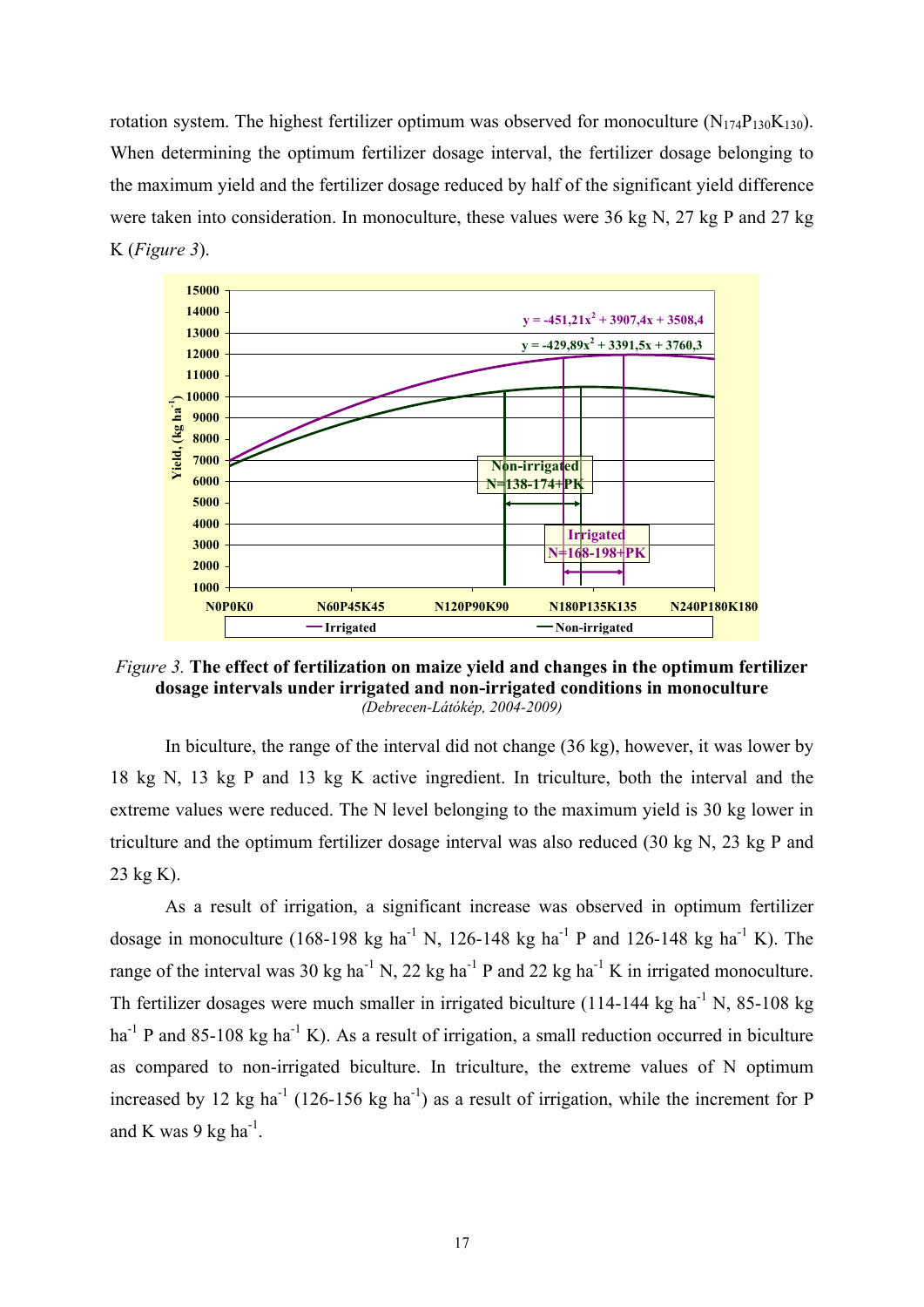rotation system. The highest fertilizer optimum was observed for monoculture ($N_{174}P_{130}K_{130}$). When determining the optimum fertilizer dosage interval, the fertilizer dosage belonging to the maximum yield and the fertilizer dosage reduced by half of the significant yield difference were taken into consideration. In monoculture, these values were 36 kg N, 27 kg P and 27 kg K (*Figure 3*).

*Figure 3.* **The effect of fertilization on maize yield and changes in the optimum fertilizer dosage intervals under irrigated and non-irrigated conditions in monoculture**
*(Debrecen-Látókép, 2004-2009)*

In biculture, the range of the interval did not change (36 kg), however, it was lower by 18 kg N, 13 kg P and 13 kg K active ingredient. In triculture, both the interval and the extreme values were reduced. The N level belonging to the maximum yield is 30 kg lower in triculture and the optimum fertilizer dosage interval was also reduced (30 kg N, 23 kg P and 23 kg K).

As a result of irrigation, a significant increase was observed in optimum fertilizer dosage in monoculture (168-198 kg ha$^{-1}$ N, 126-148 kg ha$^{-1}$ P and 126-148 kg ha$^{-1}$ K). The range of the interval was 30 kg ha$^{-1}$ N, 22 kg ha$^{-1}$ P and 22 kg ha$^{-1}$ K in irrigated monoculture. Th fertilizer dosages were much smaller in irrigated biculture (114-144 kg ha$^{-1}$ N, 85-108 kg ha$^{-1}$ P and 85-108 kg ha$^{-1}$ K). As a result of irrigation, a small reduction occurred in biculture as compared to non-irrigated biculture. In triculture, the extreme values of N optimum increased by 12 kg ha$^{-1}$ (126-156 kg ha$^{-1}$) as a result of irrigation, while the increment for P and K was 9 kg ha$^{-1}$.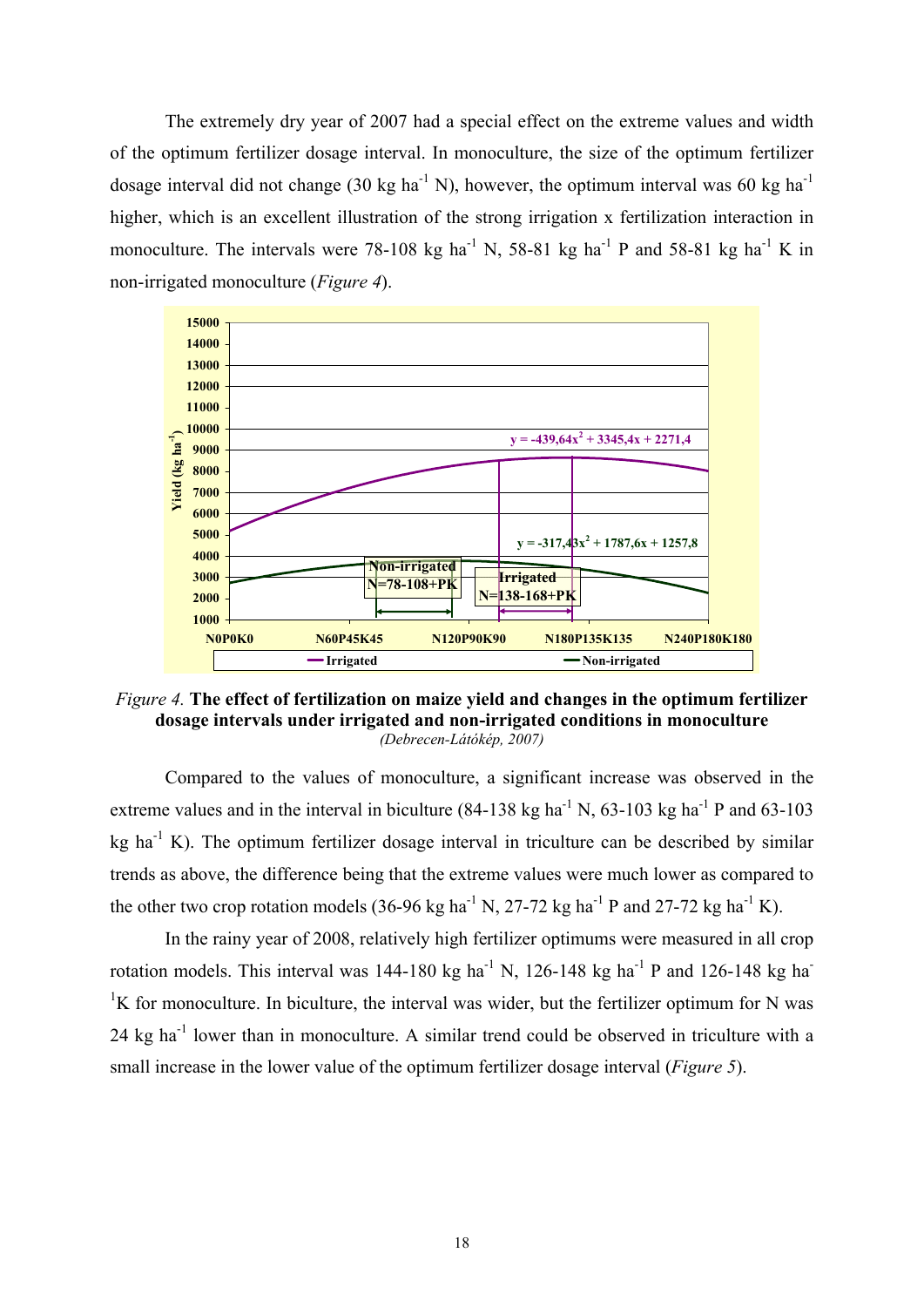The extremely dry year of 2007 had a special effect on the extreme values and width of the optimum fertilizer dosage interval. In monoculture, the size of the optimum fertilizer dosage interval did not change (30 kg ha$^{-1}$ N), however, the optimum interval was 60 kg ha$^{-1}$ higher, which is an excellent illustration of the strong irrigation x fertilization interaction in monoculture. The intervals were 78-108 kg ha$^{-1}$ N, 58-81 kg ha$^{-1}$ P and 58-81 kg ha$^{-1}$ K in non-irrigated monoculture (*Figure 4*).

*Figure 4.* **The effect of fertilization on maize yield and changes in the optimum fertilizer dosage intervals under irrigated and non-irrigated conditions in monoculture** *(Debrecen-Látókép, 2007)*

Compared to the values of monoculture, a significant increase was observed in the extreme values and in the interval in biculture (84-138 kg ha$^{-1}$ N, 63-103 kg ha$^{-1}$ P and 63-103 kg ha$^{-1}$ K). The optimum fertilizer dosage interval in triculture can be described by similar trends as above, the difference being that the extreme values were much lower as compared to the other two crop rotation models (36-96 kg ha$^{-1}$ N, 27-72 kg ha$^{-1}$ P and 27-72 kg ha$^{-1}$ K).

In the rainy year of 2008, relatively high fertilizer optimums were measured in all crop rotation models. This interval was 144-180 kg ha$^{-1}$ N, 126-148 kg ha$^{-1}$ P and 126-148 kg ha$^{-1}$K for monoculture. In biculture, the interval was wider, but the fertilizer optimum for N was 24 kg ha$^{-1}$ lower than in monoculture. A similar trend could be observed in triculture with a small increase in the lower value of the optimum fertilizer dosage interval (*Figure 5*).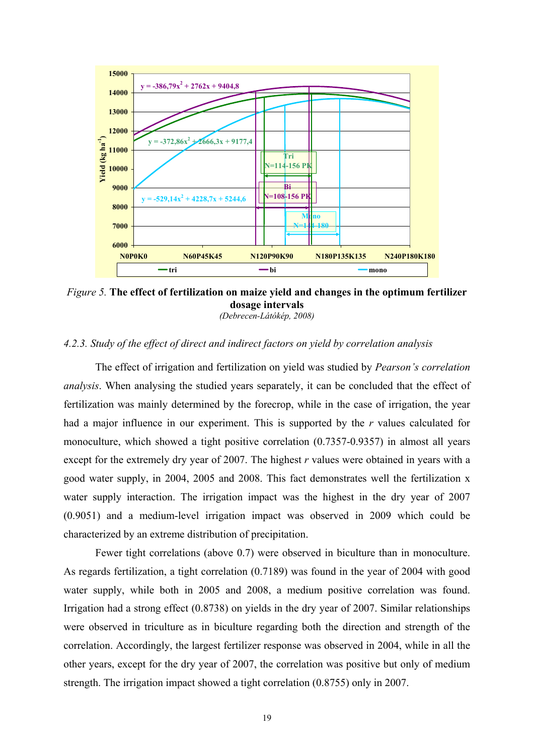*Figure 5.* **The effect of fertilization on maize yield and changes in the optimum fertilizer dosage intervals**

*(Debrecen-Látókép, 2008)*

### *4.2.3. Study of the effect of direct and indirect factors on yield by correlation analysis*

The effect of irrigation and fertilization on yield was studied by *Pearson's correlation analysis*. When analysing the studied years separately, it can be concluded that the effect of fertilization was mainly determined by the forecrop, while in the case of irrigation, the year had a major influence in our experiment. This is supported by the *r* values calculated for monoculture, which showed a tight positive correlation (0.7357-0.9357) in almost all years except for the extremely dry year of 2007. The highest *r* values were obtained in years with a good water supply, in 2004, 2005 and 2008. This fact demonstrates well the fertilization x water supply interaction. The irrigation impact was the highest in the dry year of 2007 (0.9051) and a medium-level irrigation impact was observed in 2009 which could be characterized by an extreme distribution of precipitation.

Fewer tight correlations (above 0.7) were observed in biculture than in monoculture. As regards fertilization, a tight correlation (0.7189) was found in the year of 2004 with good water supply, while both in 2005 and 2008, a medium positive correlation was found. Irrigation had a strong effect (0.8738) on yields in the dry year of 2007. Similar relationships were observed in triculture as in biculture regarding both the direction and strength of the correlation. Accordingly, the largest fertilizer response was observed in 2004, while in all the other years, except for the dry year of 2007, the correlation was positive but only of medium strength. The irrigation impact showed a tight correlation (0.8755) only in 2007.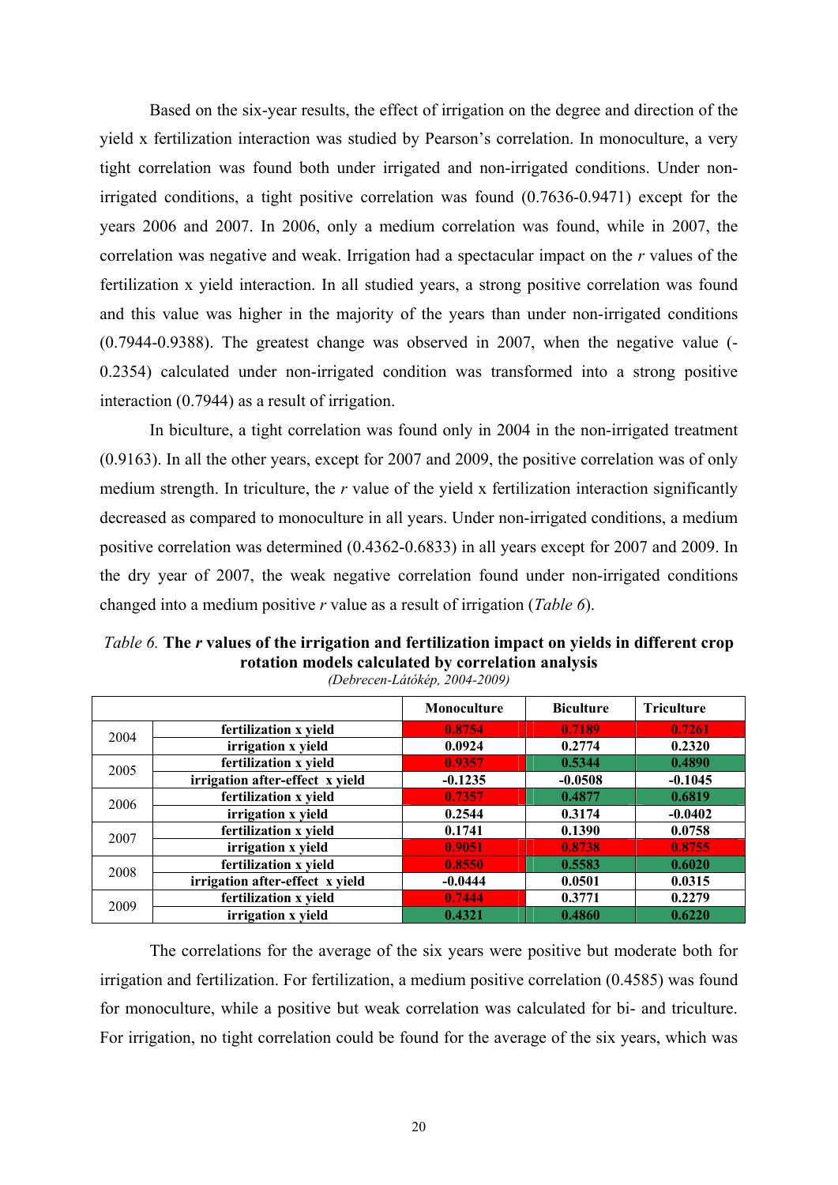Based on the six-year results, the effect of irrigation on the degree and direction of the yield x fertilization interaction was studied by Pearson's correlation. In monoculture, a very tight correlation was found both under irrigated and non-irrigated conditions. Under non-irrigated conditions, a tight positive correlation was found (0.7636-0.9471) except for the years 2006 and 2007. In 2006, only a medium correlation was found, while in 2007, the correlation was negative and weak. Irrigation had a spectacular impact on the *r* values of the fertilization x yield interaction. In all studied years, a strong positive correlation was found and this value was higher in the majority of the years than under non-irrigated conditions (0.7944-0.9388). The greatest change was observed in 2007, when the negative value (-0.2354) calculated under non-irrigated condition was transformed into a strong positive interaction (0.7944) as a result of irrigation.

In biculture, a tight correlation was found only in 2004 in the non-irrigated treatment (0.9163). In all the other years, except for 2007 and 2009, the positive correlation was of only medium strength. In triculture, the *r* value of the yield x fertilization interaction significantly decreased as compared to monoculture in all years. Under non-irrigated conditions, a medium positive correlation was determined (0.4362-0.6833) in all years except for 2007 and 2009. In the dry year of 2007, the weak negative correlation found under non-irrigated conditions changed into a medium positive *r* value as a result of irrigation (*Table 6*).

*Table 6.* **The *r* values of the irrigation and fertilization impact on yields in different crop rotation models calculated by correlation analysis**

*(Debrecen-Látókép, 2004-2009)*

| | | Monoculture | Biculture | Triculture |
|---|---|---|---|---|
| 2004 | fertilization x yield | 0.8754 | 0.7189 | 0.7261 |
| | irrigation x yield | 0.0924 | 0.2774 | 0.2320 |
| 2005 | fertilization x yield | 0.9357 | 0.5344 | 0.4890 |
| | irrigation after-effect x yield | -0.1235 | -0.0508 | -0.1045 |
| 2006 | fertilization x yield | 0.7357 | 0.4877 | 0.6819 |
| | irrigation x yield | 0.2544 | 0.3174 | -0.0402 |
| 2007 | fertilization x yield | 0.1741 | 0.1390 | 0.0758 |
| | irrigation x yield | 0.9051 | 0.8738 | 0.8755 |
| 2008 | fertilization x yield | 0.8550 | 0.5583 | 0.6020 |
| | irrigation after-effect x yield | -0.0444 | 0.0501 | 0.0315 |
| 2009 | fertilization x yield | 0.7444 | 0.3771 | 0.2279 |
| | irrigation x yield | 0.4321 | 0.4860 | 0.6220 |

The correlations for the average of the six years were positive but moderate both for irrigation and fertilization. For fertilization, a medium positive correlation (0.4585) was found for monoculture, while a positive but weak correlation was calculated for bi- and triculture. For irrigation, no tight correlation could be found for the average of the six years, which was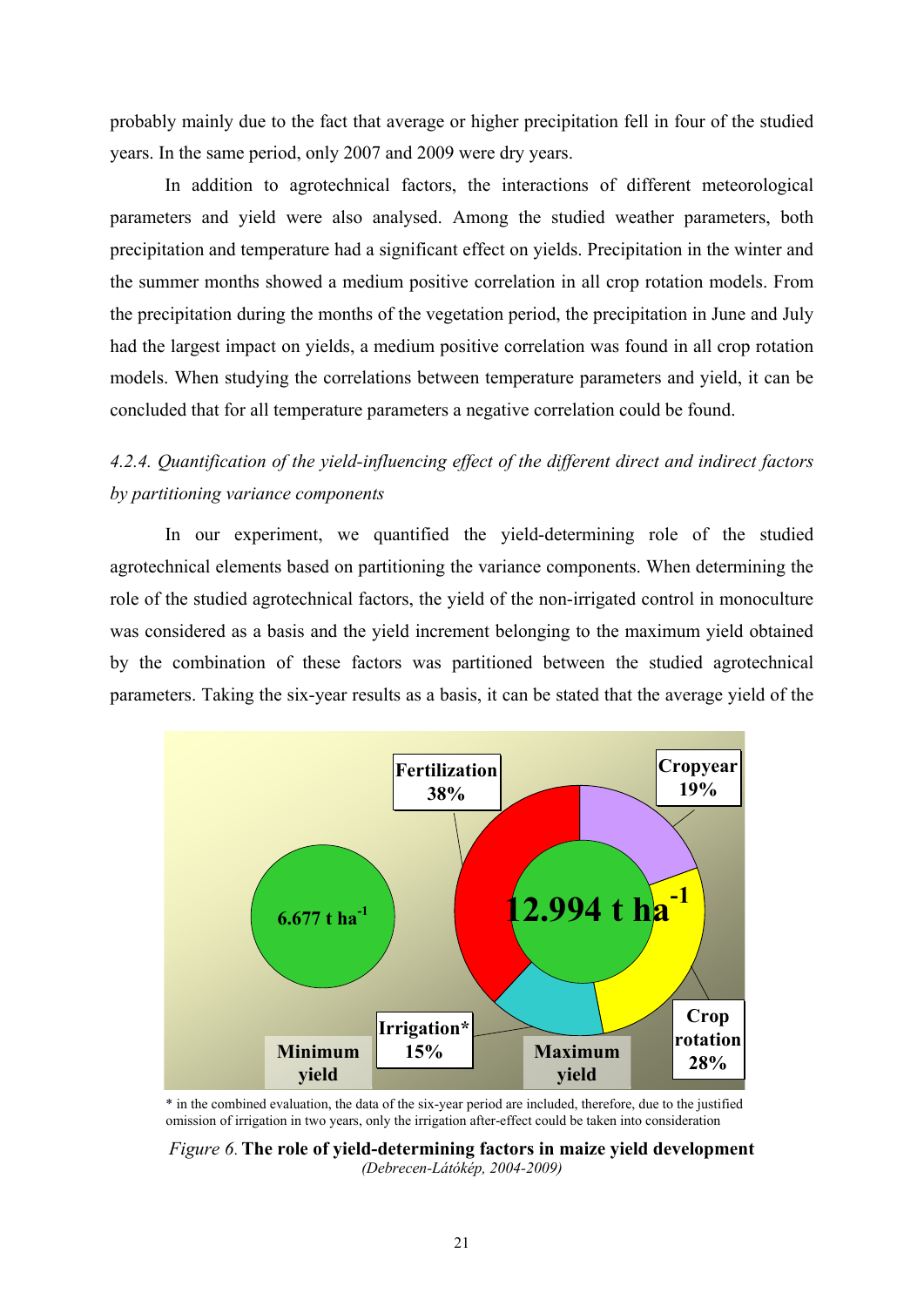probably mainly due to the fact that average or higher precipitation fell in four of the studied years. In the same period, only 2007 and 2009 were dry years.

In addition to agrotechnical factors, the interactions of different meteorological parameters and yield were also analysed. Among the studied weather parameters, both precipitation and temperature had a significant effect on yields. Precipitation in the winter and the summer months showed a medium positive correlation in all crop rotation models. From the precipitation during the months of the vegetation period, the precipitation in June and July had the largest impact on yields, a medium positive correlation was found in all crop rotation models. When studying the correlations between temperature parameters and yield, it can be concluded that for all temperature parameters a negative correlation could be found.

### *4.2.4. Quantification of the yield-influencing effect of the different direct and indirect factors by partitioning variance components*

In our experiment, we quantified the yield-determining role of the studied agrotechnical elements based on partitioning the variance components. When determining the role of the studied agrotechnical factors, the yield of the non-irrigated control in monoculture was considered as a basis and the yield increment belonging to the maximum yield obtained by the combination of these factors was partitioned between the studied agrotechnical parameters. Taking the six-year results as a basis, it can be stated that the average yield of the

Minimum yield: 6.677 t ha$^{-1}$

Maximum yield: 12.994 t ha$^{-1}$

Fertilization 38%, Cropyear 19%, Crop rotation 28%, Irrigation* 15%

\* in the combined evaluation, the data of the six-year period are included, therefore, due to the justified omission of irrigation in two years, only the irrigation after-effect could be taken into consideration

*Figure 6.* **The role of yield-determining factors in maize yield development**
*(Debrecen-Látókép, 2004-2009)*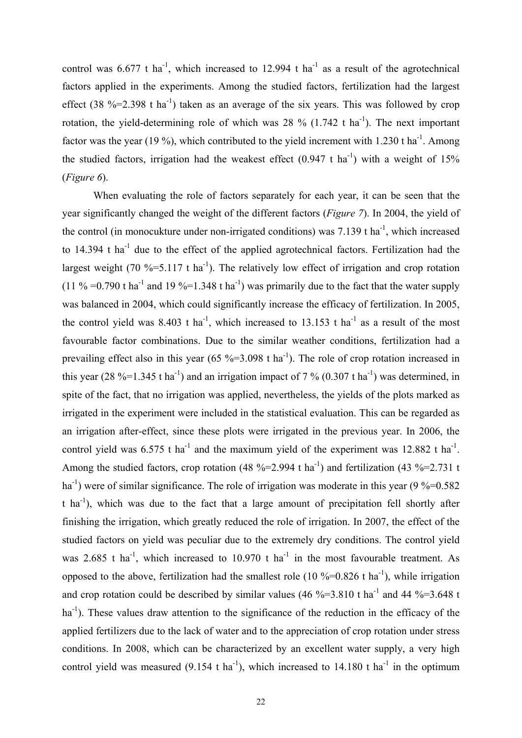control was 6.677 t ha$^{-1}$, which increased to 12.994 t ha$^{-1}$ as a result of the agrotechnical factors applied in the experiments. Among the studied factors, fertilization had the largest effect (38 %=2.398 t ha$^{-1}$) taken as an average of the six years. This was followed by crop rotation, the yield-determining role of which was 28 % (1.742 t ha$^{-1}$). The next important factor was the year (19 %), which contributed to the yield increment with 1.230 t ha$^{-1}$. Among the studied factors, irrigation had the weakest effect (0.947 t ha$^{-1}$) with a weight of 15% (*Figure 6*).

When evaluating the role of factors separately for each year, it can be seen that the year significantly changed the weight of the different factors (*Figure 7*). In 2004, the yield of the control (in monocukture under non-irrigated conditions) was 7.139 t ha$^{-1}$, which increased to 14.394 t ha$^{-1}$ due to the effect of the applied agrotechnical factors. Fertilization had the largest weight (70 %=5.117 t ha$^{-1}$). The relatively low effect of irrigation and crop rotation (11 % =0.790 t ha$^{-1}$ and 19 %=1.348 t ha$^{-1}$) was primarily due to the fact that the water supply was balanced in 2004, which could significantly increase the efficacy of fertilization. In 2005, the control yield was 8.403 t ha$^{-1}$, which increased to 13.153 t ha$^{-1}$ as a result of the most favourable factor combinations. Due to the similar weather conditions, fertilization had a prevailing effect also in this year (65 %=3.098 t ha$^{-1}$). The role of crop rotation increased in this year (28 %=1.345 t ha$^{-1}$) and an irrigation impact of 7 % (0.307 t ha$^{-1}$) was determined, in spite of the fact, that no irrigation was applied, nevertheless, the yields of the plots marked as irrigated in the experiment were included in the statistical evaluation. This can be regarded as an irrigation after-effect, since these plots were irrigated in the previous year. In 2006, the control yield was 6.575 t ha$^{-1}$ and the maximum yield of the experiment was 12.882 t ha$^{-1}$. Among the studied factors, crop rotation (48 %=2.994 t ha$^{-1}$) and fertilization (43 %=2.731 t ha$^{-1}$) were of similar significance. The role of irrigation was moderate in this year (9 %=0.582 t ha$^{-1}$), which was due to the fact that a large amount of precipitation fell shortly after finishing the irrigation, which greatly reduced the role of irrigation. In 2007, the effect of the studied factors on yield was peculiar due to the extremely dry conditions. The control yield was 2.685 t ha$^{-1}$, which increased to 10.970 t ha$^{-1}$ in the most favourable treatment. As opposed to the above, fertilization had the smallest role (10 %=0.826 t ha$^{-1}$), while irrigation and crop rotation could be described by similar values (46 %=3.810 t ha$^{-1}$ and 44 %=3.648 t ha$^{-1}$). These values draw attention to the significance of the reduction in the efficacy of the applied fertilizers due to the lack of water and to the appreciation of crop rotation under stress conditions. In 2008, which can be characterized by an excellent water supply, a very high control yield was measured (9.154 t ha$^{-1}$), which increased to 14.180 t ha$^{-1}$ in the optimum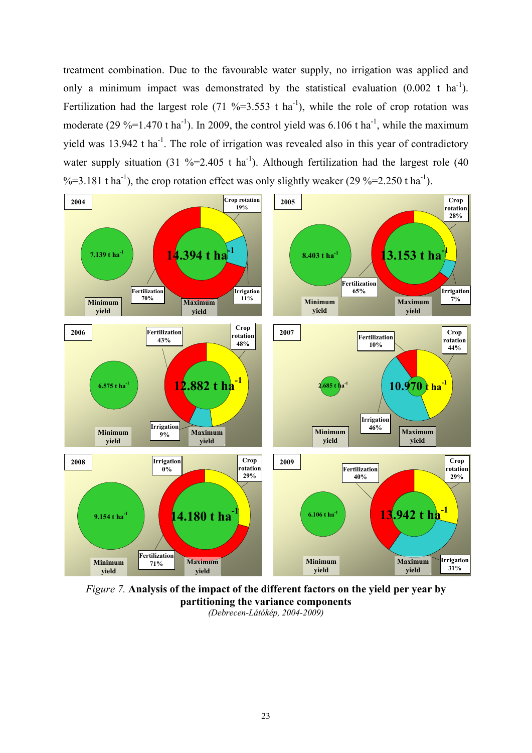treatment combination. Due to the favourable water supply, no irrigation was applied and only a minimum impact was demonstrated by the statistical evaluation (0.002 t ha$^{-1}$). Fertilization had the largest role (71 %=3.553 t ha$^{-1}$), while the role of crop rotation was moderate (29 %=1.470 t ha$^{-1}$). In 2009, the control yield was 6.106 t ha$^{-1}$, while the maximum yield was 13.942 t ha$^{-1}$. The role of irrigation was revealed also in this year of contradictory water supply situation (31 %=2.405 t ha$^{-1}$). Although fertilization had the largest role (40 %=3.181 t ha$^{-1}$), the crop rotation effect was only slightly weaker (29 %=2.250 t ha$^{-1}$).

*Figure 7.* **Analysis of the impact of the different factors on the yield per year by partitioning the variance components**

*(Debrecen-Látókép, 2004-2009)*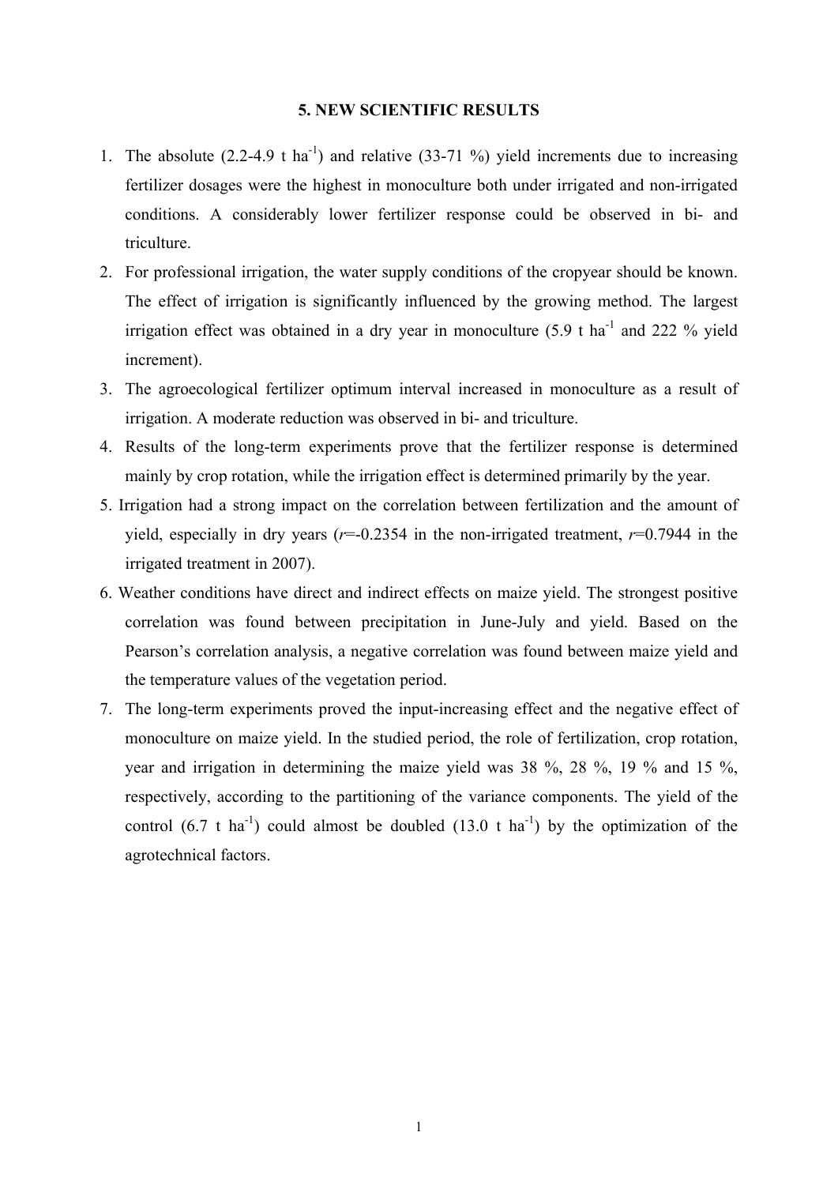## 5. NEW SCIENTIFIC RESULTS

1. The absolute (2.2-4.9 t $ha^{-1}$) and relative (33-71 %) yield increments due to increasing fertilizer dosages were the highest in monoculture both under irrigated and non-irrigated conditions. A considerably lower fertilizer response could be observed in bi- and triculture.
2. For professional irrigation, the water supply conditions of the cropyear should be known. The effect of irrigation is significantly influenced by the growing method. The largest irrigation effect was obtained in a dry year in monoculture (5.9 t $ha^{-1}$ and 222 % yield increment).
3. The agroecological fertilizer optimum interval increased in monoculture as a result of irrigation. A moderate reduction was observed in bi- and triculture.
4. Results of the long-term experiments prove that the fertilizer response is determined mainly by crop rotation, while the irrigation effect is determined primarily by the year.
5. Irrigation had a strong impact on the correlation between fertilization and the amount of yield, especially in dry years ($r$=-0.2354 in the non-irrigated treatment, $r$=0.7944 in the irrigated treatment in 2007).
6. Weather conditions have direct and indirect effects on maize yield. The strongest positive correlation was found between precipitation in June-July and yield. Based on the Pearson's correlation analysis, a negative correlation was found between maize yield and the temperature values of the vegetation period.
7. The long-term experiments proved the input-increasing effect and the negative effect of monoculture on maize yield. In the studied period, the role of fertilization, crop rotation, year and irrigation in determining the maize yield was 38 %, 28 %, 19 % and 15 %, respectively, according to the partitioning of the variance components. The yield of the control (6.7 t $ha^{-1}$) could almost be doubled (13.0 t $ha^{-1}$) by the optimization of the agrotechnical factors.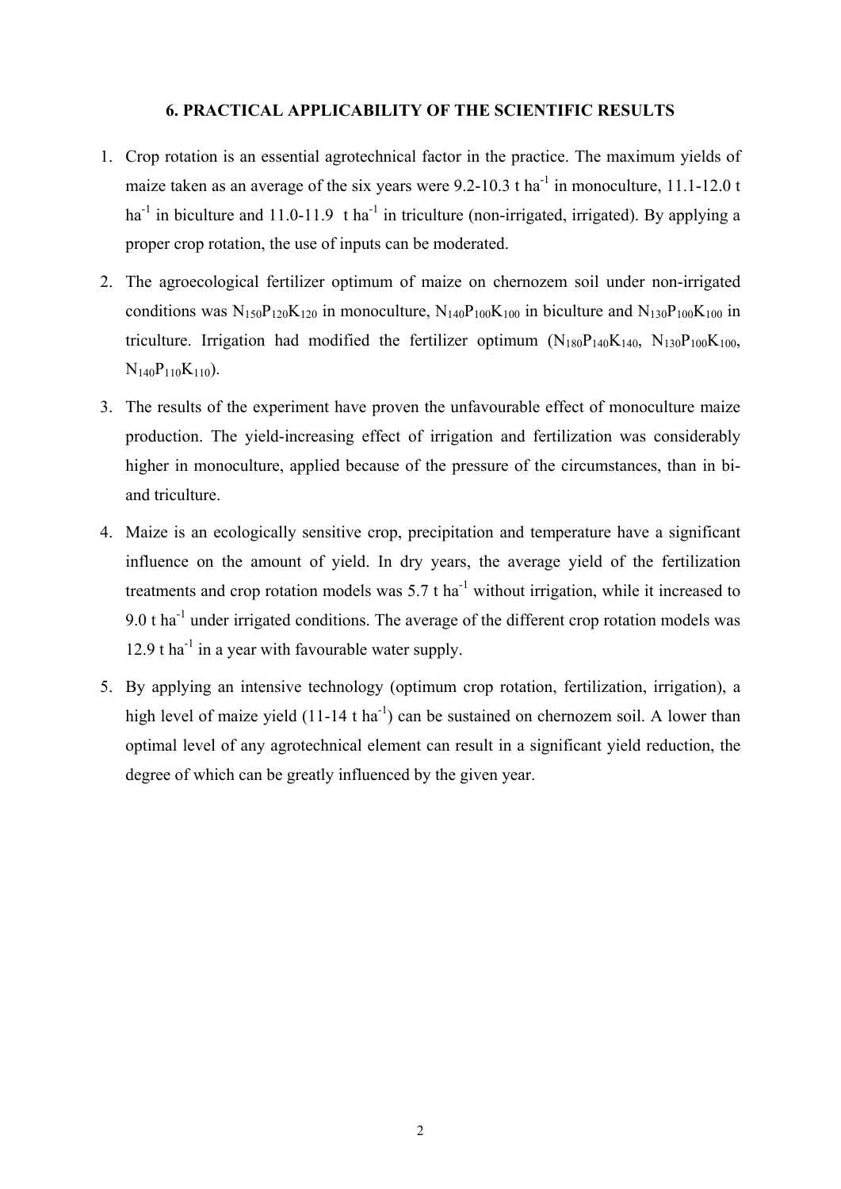## 6. PRACTICAL APPLICABILITY OF THE SCIENTIFIC RESULTS

1. Crop rotation is an essential agrotechnical factor in the practice. The maximum yields of maize taken as an average of the six years were 9.2-10.3 t $ha^{-1}$ in monoculture, 11.1-12.0 t $ha^{-1}$ in biculture and 11.0-11.9 t $ha^{-1}$ in triculture (non-irrigated, irrigated). By applying a proper crop rotation, the use of inputs can be moderated.
2. The agroecological fertilizer optimum of maize on chernozem soil under non-irrigated conditions was $N_{150}P_{120}K_{120}$ in monoculture, $N_{140}P_{100}K_{100}$ in biculture and $N_{130}P_{100}K_{100}$ in triculture. Irrigation had modified the fertilizer optimum ($N_{180}P_{140}K_{140}$, $N_{130}P_{100}K_{100}$, $N_{140}P_{110}K_{110}$).
3. The results of the experiment have proven the unfavourable effect of monoculture maize production. The yield-increasing effect of irrigation and fertilization was considerably higher in monoculture, applied because of the pressure of the circumstances, than in bi- and triculture.
4. Maize is an ecologically sensitive crop, precipitation and temperature have a significant influence on the amount of yield. In dry years, the average yield of the fertilization treatments and crop rotation models was 5.7 t $ha^{-1}$ without irrigation, while it increased to 9.0 t $ha^{-1}$ under irrigated conditions. The average of the different crop rotation models was 12.9 t $ha^{-1}$ in a year with favourable water supply.
5. By applying an intensive technology (optimum crop rotation, fertilization, irrigation), a high level of maize yield (11-14 t $ha^{-1}$) can be sustained on chernozem soil. A lower than optimal level of any agrotechnical element can result in a significant yield reduction, the degree of which can be greatly influenced by the given year.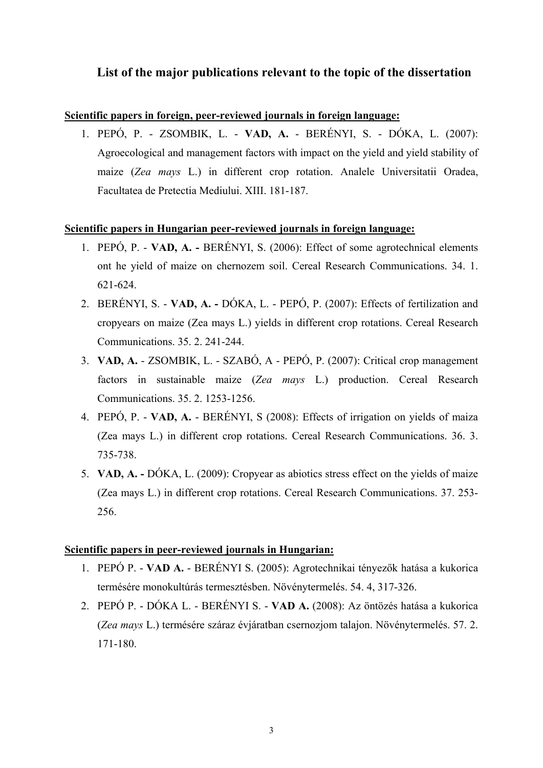## List of the major publications relevant to the topic of the dissertation

**Scientific papers in foreign, peer-reviewed journals in foreign language:**

1. PEPÓ, P. - ZSOMBIK, L. - **VAD, A.** - BERÉNYI, S. - DÓKA, L. (2007): Agroecological and management factors with impact on the yield and yield stability of maize (*Zea mays* L.) in different crop rotation. Analele Universitatii Oradea, Facultatea de Pretectia Mediului. XIII. 181-187.

**Scientific papers in Hungarian peer-reviewed journals in foreign language:**

1. PEPÓ, P. - **VAD, A. -** BERÉNYI, S. (2006): Effect of some agrotechnical elements ont he yield of maize on chernozem soil. Cereal Research Communications. 34. 1. 621-624.
2. BERÉNYI, S. - **VAD, A. -** DÓKA, L. - PEPÓ, P. (2007): Effects of fertilization and cropyears on maize (Zea mays L.) yields in different crop rotations. Cereal Research Communications. 35. 2. 241-244.
3. **VAD, A.** - ZSOMBIK, L. - SZABÓ, A - PEPÓ, P. (2007): Critical crop management factors in sustainable maize (*Zea mays* L.) production. Cereal Research Communications. 35. 2. 1253-1256.
4. PEPÓ, P. - **VAD, A.** - BERÉNYI, S (2008): Effects of irrigation on yields of maiza (Zea mays L.) in different crop rotations. Cereal Research Communications. 36. 3. 735-738.
5. **VAD, A. -** DÓKA, L. (2009): Cropyear as abiotics stress effect on the yields of maize (Zea mays L.) in different crop rotations. Cereal Research Communications. 37. 253-256.

**Scientific papers in peer-reviewed journals in Hungarian:**

1. PEPÓ P. - **VAD A.** - BERÉNYI S. (2005): Agrotechnikai tényezők hatása a kukorica termésére monokultúrás termesztésben. Növénytermelés. 54. 4, 317-326.
2. PEPÓ P. - DÓKA L. - BERÉNYI S. - **VAD A.** (2008): Az öntözés hatása a kukorica (*Zea mays* L.) termésére száraz évjáratban csernozjom talajon. Növénytermelés. 57. 2. 171-180.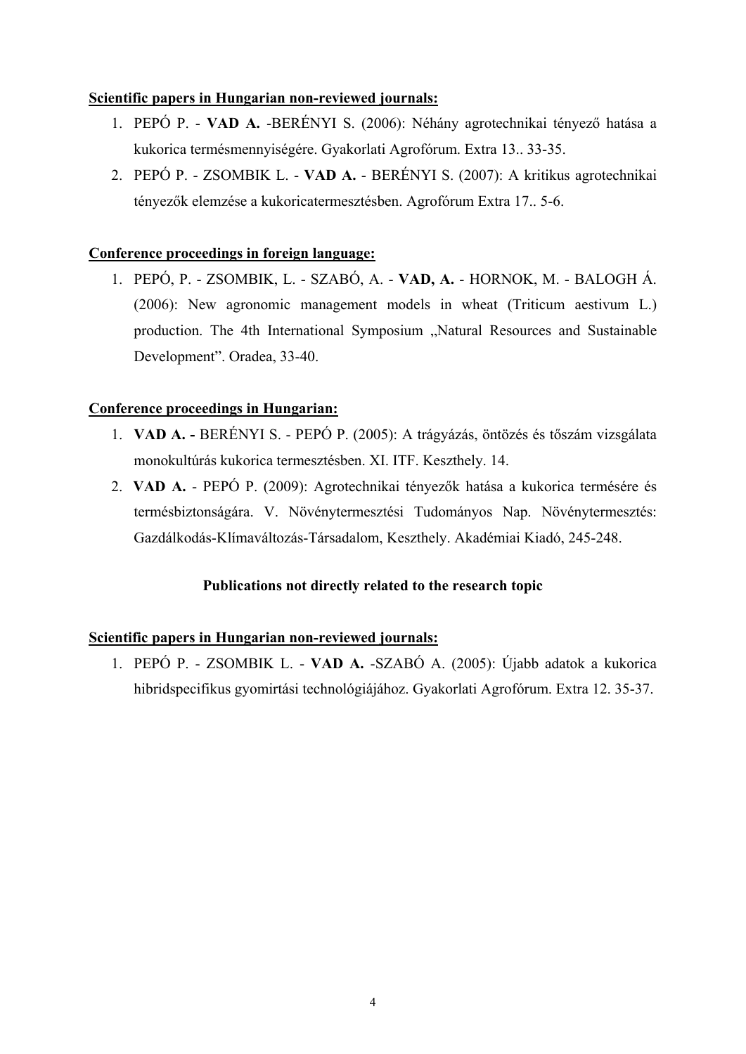**Scientific papers in Hungarian non-reviewed journals:**

1. PEPÓ P. - **VAD A.** -BERÉNYI S. (2006): Néhány agrotechnikai tényező hatása a kukorica termésmennyiségére. Gyakorlati Agrofórum. Extra 13.. 33-35.
2. PEPÓ P. - ZSOMBIK L. - **VAD A.** - BERÉNYI S. (2007): A kritikus agrotechnikai tényezők elemzése a kukoricatermesztésben. Agrofórum Extra 17.. 5-6.

**Conference proceedings in foreign language:**

1. PEPÓ, P. - ZSOMBIK, L. - SZABÓ, A. - **VAD, A.** - HORNOK, M. - BALOGH Á. (2006): New agronomic management models in wheat (Triticum aestivum L.) production. The 4th International Symposium „Natural Resources and Sustainable Development". Oradea, 33-40.

**Conference proceedings in Hungarian:**

1. **VAD A. -** BERÉNYI S. - PEPÓ P. (2005): A trágyázás, öntözés és tőszám vizsgálata monokultúrás kukorica termesztésben. XI. ITF. Keszthely. 14.
2. **VAD A.** - PEPÓ P. (2009): Agrotechnikai tényezők hatása a kukorica termésére és termésbiztonságára. V. Növénytermesztési Tudományos Nap. Növénytermesztés: Gazdálkodás-Klímaváltozás-Társadalom, Keszthely. Akadémiai Kiadó, 245-248.

### Publications not directly related to the research topic

**Scientific papers in Hungarian non-reviewed journals:**

1. PEPÓ P. - ZSOMBIK L. - **VAD A.** -SZABÓ A. (2005): Újabb adatok a kukorica hibridspecifikus gyomirtási technológiájához. Gyakorlati Agrofórum. Extra 12. 35-37.